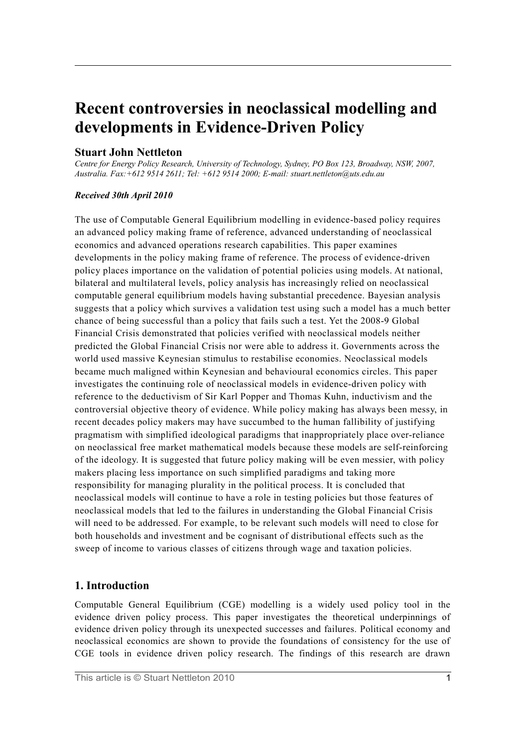# Recent controversies in neoclassical modelling and developments in Evidence-Driven Policy

## Stuart John Nettleton

*Centre for Energy Policy Research, University of Technology, Sydney, PO Box 123, Broadway, NSW, 2007, Australia. Fax:+612 9514 2611; Tel: +612 9514 2000; E-mail: stuart.nettleton@uts.edu.au*

***Received 30th April 2010***

The use of Computable General Equilibrium modelling in evidence-based policy requires an advanced policy making frame of reference, advanced understanding of neoclassical economics and advanced operations research capabilities. This paper examines developments in the policy making frame of reference. The process of evidence-driven policy places importance on the validation of potential policies using models. At national, bilateral and multilateral levels, policy analysis has increasingly relied on neoclassical computable general equilibrium models having substantial precedence. Bayesian analysis suggests that a policy which survives a validation test using such a model has a much better chance of being successful than a policy that fails such a test. Yet the 2008-9 Global Financial Crisis demonstrated that policies verified with neoclassical models neither predicted the Global Financial Crisis nor were able to address it. Governments across the world used massive Keynesian stimulus to restabilise economies. Neoclassical models became much maligned within Keynesian and behavioural economics circles. This paper investigates the continuing role of neoclassical models in evidence-driven policy with reference to the deductivism of Sir Karl Popper and Thomas Kuhn, inductivism and the controversial objective theory of evidence. While policy making has always been messy, in recent decades policy makers may have succumbed to the human fallibility of justifying pragmatism with simplified ideological paradigms that inappropriately place over-reliance on neoclassical free market mathematical models because these models are self-reinforcing of the ideology. It is suggested that future policy making will be even messier, with policy makers placing less importance on such simplified paradigms and taking more responsibility for managing plurality in the political process. It is concluded that neoclassical models will continue to have a role in testing policies but those features of neoclassical models that led to the failures in understanding the Global Financial Crisis will need to be addressed. For example, to be relevant such models will need to close for both households and investment and be cognisant of distributional effects such as the sweep of income to various classes of citizens through wage and taxation policies.

## 1. Introduction

Computable General Equilibrium (CGE) modelling is a widely used policy tool in the evidence driven policy process. This paper investigates the theoretical underpinnings of evidence driven policy through its unexpected successes and failures. Political economy and neoclassical economics are shown to provide the foundations of consistency for the use of CGE tools in evidence driven policy research. The findings of this research are drawn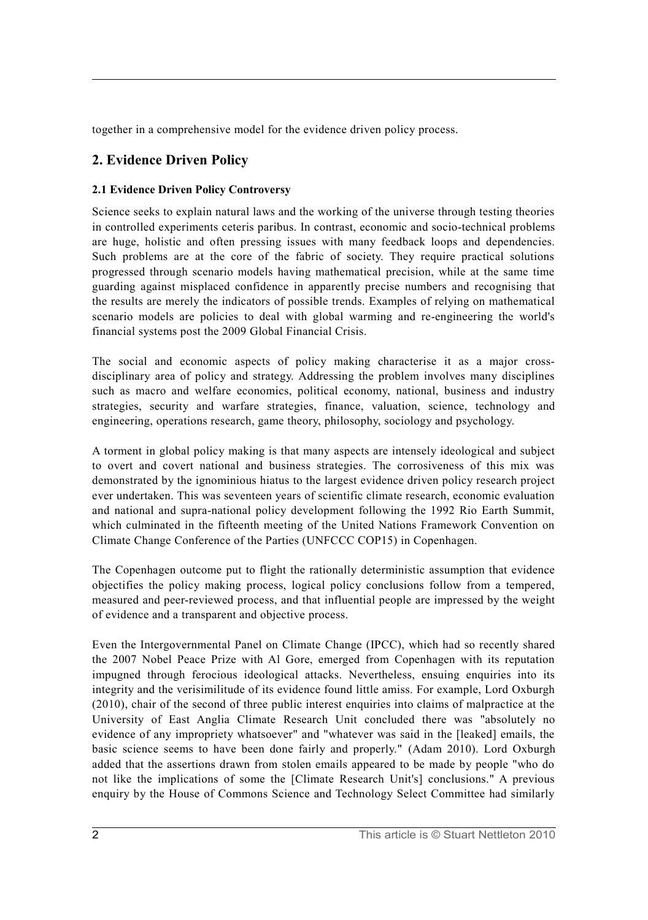together in a comprehensive model for the evidence driven policy process.

## 2. Evidence Driven Policy

### 2.1 Evidence Driven Policy Controversy

Science seeks to explain natural laws and the working of the universe through testing theories in controlled experiments ceteris paribus. In contrast, economic and socio-technical problems are huge, holistic and often pressing issues with many feedback loops and dependencies. Such problems are at the core of the fabric of society. They require practical solutions progressed through scenario models having mathematical precision, while at the same time guarding against misplaced confidence in apparently precise numbers and recognising that the results are merely the indicators of possible trends. Examples of relying on mathematical scenario models are policies to deal with global warming and re-engineering the world's financial systems post the 2009 Global Financial Crisis.

The social and economic aspects of policy making characterise it as a major cross-disciplinary area of policy and strategy. Addressing the problem involves many disciplines such as macro and welfare economics, political economy, national, business and industry strategies, security and warfare strategies, finance, valuation, science, technology and engineering, operations research, game theory, philosophy, sociology and psychology.

A torment in global policy making is that many aspects are intensely ideological and subject to overt and covert national and business strategies. The corrosiveness of this mix was demonstrated by the ignominious hiatus to the largest evidence driven policy research project ever undertaken. This was seventeen years of scientific climate research, economic evaluation and national and supra-national policy development following the 1992 Rio Earth Summit, which culminated in the fifteenth meeting of the United Nations Framework Convention on Climate Change Conference of the Parties (UNFCCC COP15) in Copenhagen.

The Copenhagen outcome put to flight the rationally deterministic assumption that evidence objectifies the policy making process, logical policy conclusions follow from a tempered, measured and peer-reviewed process, and that influential people are impressed by the weight of evidence and a transparent and objective process.

Even the Intergovernmental Panel on Climate Change (IPCC), which had so recently shared the 2007 Nobel Peace Prize with Al Gore, emerged from Copenhagen with its reputation impugned through ferocious ideological attacks. Nevertheless, ensuing enquiries into its integrity and the verisimilitude of its evidence found little amiss. For example, Lord Oxburgh (2010), chair of the second of three public interest enquiries into claims of malpractice at the University of East Anglia Climate Research Unit concluded there was "absolutely no evidence of any impropriety whatsoever" and "whatever was said in the [leaked] emails, the basic science seems to have been done fairly and properly." (Adam 2010). Lord Oxburgh added that the assertions drawn from stolen emails appeared to be made by people "who do not like the implications of some the [Climate Research Unit's] conclusions." A previous enquiry by the House of Commons Science and Technology Select Committee had similarly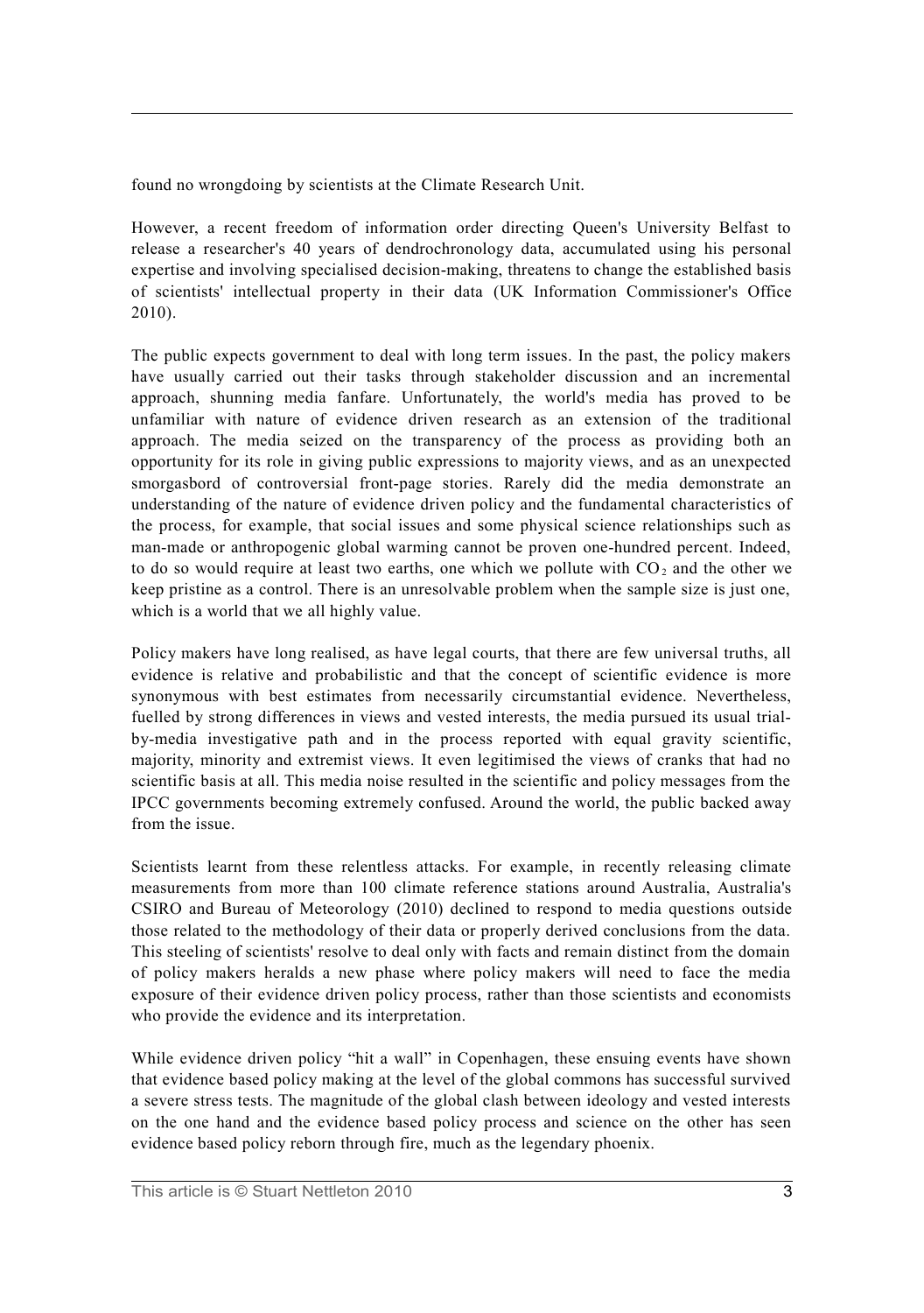found no wrongdoing by scientists at the Climate Research Unit.

However, a recent freedom of information order directing Queen's University Belfast to release a researcher's 40 years of dendrochronology data, accumulated using his personal expertise and involving specialised decision-making, threatens to change the established basis of scientists' intellectual property in their data (UK Information Commissioner's Office 2010).

The public expects government to deal with long term issues. In the past, the policy makers have usually carried out their tasks through stakeholder discussion and an incremental approach, shunning media fanfare. Unfortunately, the world's media has proved to be unfamiliar with nature of evidence driven research as an extension of the traditional approach. The media seized on the transparency of the process as providing both an opportunity for its role in giving public expressions to majority views, and as an unexpected smorgasbord of controversial front-page stories. Rarely did the media demonstrate an understanding of the nature of evidence driven policy and the fundamental characteristics of the process, for example, that social issues and some physical science relationships such as man-made or anthropogenic global warming cannot be proven one-hundred percent. Indeed, to do so would require at least two earths, one which we pollute with $CO_2$ and the other we keep pristine as a control. There is an unresolvable problem when the sample size is just one, which is a world that we all highly value.

Policy makers have long realised, as have legal courts, that there are few universal truths, all evidence is relative and probabilistic and that the concept of scientific evidence is more synonymous with best estimates from necessarily circumstantial evidence. Nevertheless, fuelled by strong differences in views and vested interests, the media pursued its usual trial-by-media investigative path and in the process reported with equal gravity scientific, majority, minority and extremist views. It even legitimised the views of cranks that had no scientific basis at all. This media noise resulted in the scientific and policy messages from the IPCC governments becoming extremely confused. Around the world, the public backed away from the issue.

Scientists learnt from these relentless attacks. For example, in recently releasing climate measurements from more than 100 climate reference stations around Australia, Australia's CSIRO and Bureau of Meteorology (2010) declined to respond to media questions outside those related to the methodology of their data or properly derived conclusions from the data. This steeling of scientists' resolve to deal only with facts and remain distinct from the domain of policy makers heralds a new phase where policy makers will need to face the media exposure of their evidence driven policy process, rather than those scientists and economists who provide the evidence and its interpretation.

While evidence driven policy "hit a wall" in Copenhagen, these ensuing events have shown that evidence based policy making at the level of the global commons has successful survived a severe stress tests. The magnitude of the global clash between ideology and vested interests on the one hand and the evidence based policy process and science on the other has seen evidence based policy reborn through fire, much as the legendary phoenix.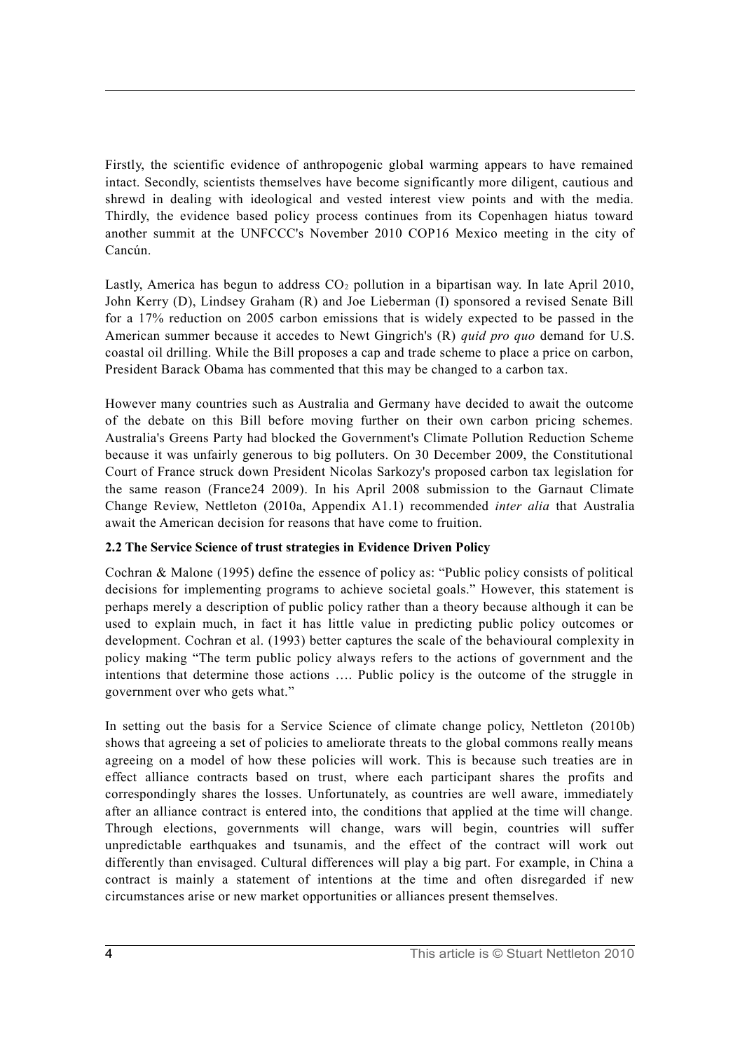Firstly, the scientific evidence of anthropogenic global warming appears to have remained intact. Secondly, scientists themselves have become significantly more diligent, cautious and shrewd in dealing with ideological and vested interest view points and with the media. Thirdly, the evidence based policy process continues from its Copenhagen hiatus toward another summit at the UNFCCC's November 2010 COP16 Mexico meeting in the city of Cancún.

Lastly, America has begun to address $CO_2$ pollution in a bipartisan way. In late April 2010, John Kerry (D), Lindsey Graham (R) and Joe Lieberman (I) sponsored a revised Senate Bill for a 17% reduction on 2005 carbon emissions that is widely expected to be passed in the American summer because it accedes to Newt Gingrich's (R) *quid pro quo* demand for U.S. coastal oil drilling. While the Bill proposes a cap and trade scheme to place a price on carbon, President Barack Obama has commented that this may be changed to a carbon tax.

However many countries such as Australia and Germany have decided to await the outcome of the debate on this Bill before moving further on their own carbon pricing schemes. Australia's Greens Party had blocked the Government's Climate Pollution Reduction Scheme because it was unfairly generous to big polluters. On 30 December 2009, the Constitutional Court of France struck down President Nicolas Sarkozy's proposed carbon tax legislation for the same reason (France24 2009). In his April 2008 submission to the Garnaut Climate Change Review, Nettleton (2010a, Appendix A1.1) recommended *inter alia* that Australia await the American decision for reasons that have come to fruition.

### 2.2 The Service Science of trust strategies in Evidence Driven Policy

Cochran & Malone (1995) define the essence of policy as: "Public policy consists of political decisions for implementing programs to achieve societal goals." However, this statement is perhaps merely a description of public policy rather than a theory because although it can be used to explain much, in fact it has little value in predicting public policy outcomes or development. Cochran et al. (1993) better captures the scale of the behavioural complexity in policy making "The term public policy always refers to the actions of government and the intentions that determine those actions …. Public policy is the outcome of the struggle in government over who gets what."

In setting out the basis for a Service Science of climate change policy, Nettleton (2010b) shows that agreeing a set of policies to ameliorate threats to the global commons really means agreeing on a model of how these policies will work. This is because such treaties are in effect alliance contracts based on trust, where each participant shares the profits and correspondingly shares the losses. Unfortunately, as countries are well aware, immediately after an alliance contract is entered into, the conditions that applied at the time will change. Through elections, governments will change, wars will begin, countries will suffer unpredictable earthquakes and tsunamis, and the effect of the contract will work out differently than envisaged. Cultural differences will play a big part. For example, in China a contract is mainly a statement of intentions at the time and often disregarded if new circumstances arise or new market opportunities or alliances present themselves.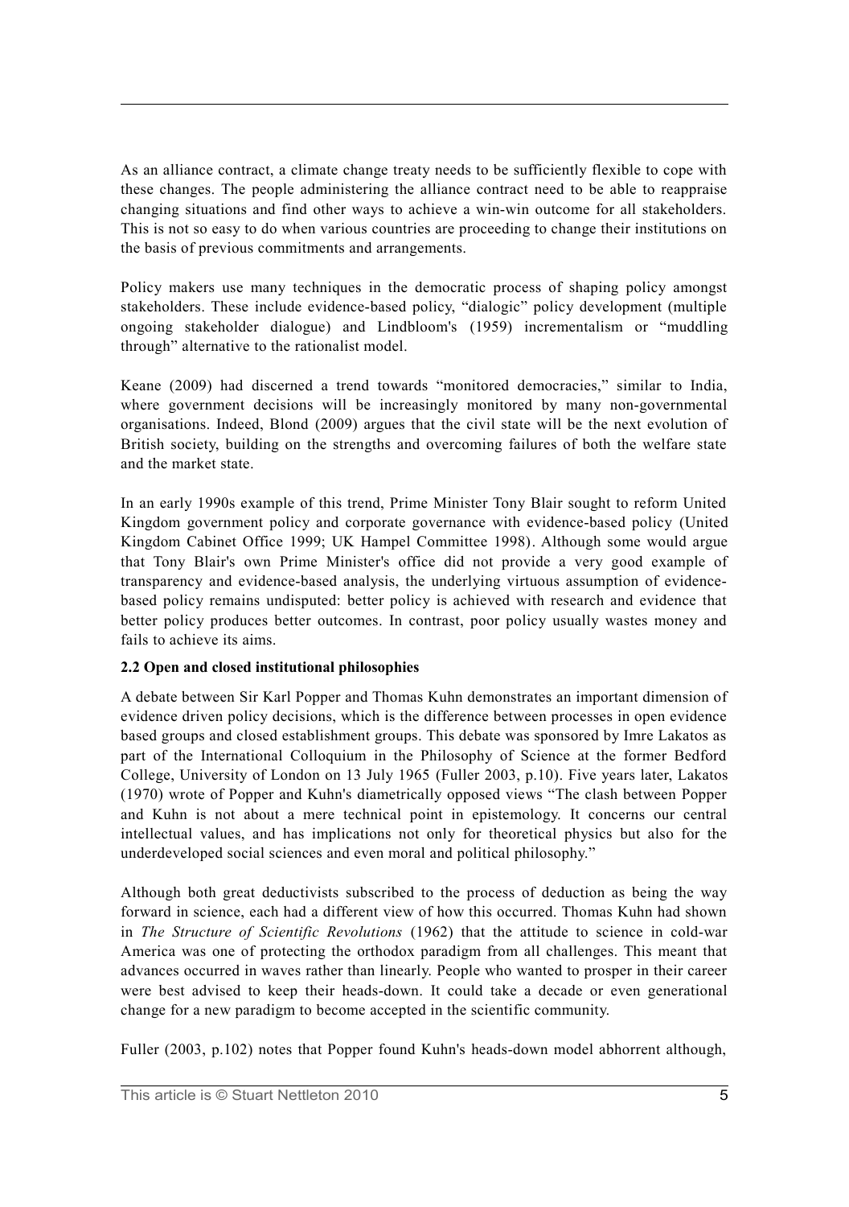As an alliance contract, a climate change treaty needs to be sufficiently flexible to cope with these changes. The people administering the alliance contract need to be able to reappraise changing situations and find other ways to achieve a win-win outcome for all stakeholders. This is not so easy to do when various countries are proceeding to change their institutions on the basis of previous commitments and arrangements.

Policy makers use many techniques in the democratic process of shaping policy amongst stakeholders. These include evidence-based policy, "dialogic" policy development (multiple ongoing stakeholder dialogue) and Lindbloom's (1959) incrementalism or "muddling through" alternative to the rationalist model.

Keane (2009) had discerned a trend towards "monitored democracies," similar to India, where government decisions will be increasingly monitored by many non-governmental organisations. Indeed, Blond (2009) argues that the civil state will be the next evolution of British society, building on the strengths and overcoming failures of both the welfare state and the market state.

In an early 1990s example of this trend, Prime Minister Tony Blair sought to reform United Kingdom government policy and corporate governance with evidence-based policy (United Kingdom Cabinet Office 1999; UK Hampel Committee 1998). Although some would argue that Tony Blair's own Prime Minister's office did not provide a very good example of transparency and evidence-based analysis, the underlying virtuous assumption of evidence-based policy remains undisputed: better policy is achieved with research and evidence that better policy produces better outcomes. In contrast, poor policy usually wastes money and fails to achieve its aims.

### 2.2 Open and closed institutional philosophies

A debate between Sir Karl Popper and Thomas Kuhn demonstrates an important dimension of evidence driven policy decisions, which is the difference between processes in open evidence based groups and closed establishment groups. This debate was sponsored by Imre Lakatos as part of the International Colloquium in the Philosophy of Science at the former Bedford College, University of London on 13 July 1965 (Fuller 2003, p.10). Five years later, Lakatos (1970) wrote of Popper and Kuhn's diametrically opposed views "The clash between Popper and Kuhn is not about a mere technical point in epistemology. It concerns our central intellectual values, and has implications not only for theoretical physics but also for the underdeveloped social sciences and even moral and political philosophy."

Although both great deductivists subscribed to the process of deduction as being the way forward in science, each had a different view of how this occurred. Thomas Kuhn had shown in *The Structure of Scientific Revolutions* (1962) that the attitude to science in cold-war America was one of protecting the orthodox paradigm from all challenges. This meant that advances occurred in waves rather than linearly. People who wanted to prosper in their career were best advised to keep their heads-down. It could take a decade or even generational change for a new paradigm to become accepted in the scientific community.

Fuller (2003, p.102) notes that Popper found Kuhn's heads-down model abhorrent although,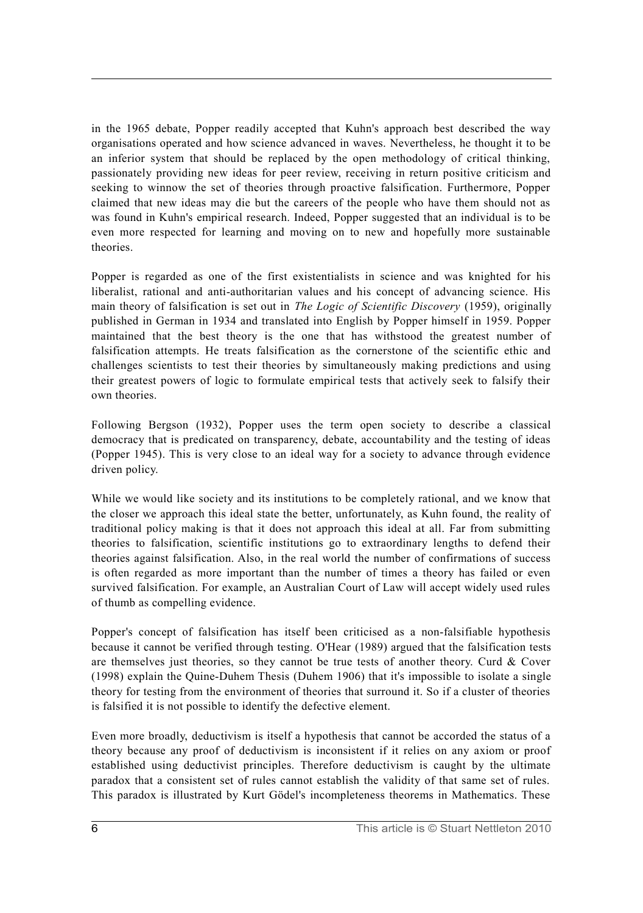in the 1965 debate, Popper readily accepted that Kuhn's approach best described the way organisations operated and how science advanced in waves. Nevertheless, he thought it to be an inferior system that should be replaced by the open methodology of critical thinking, passionately providing new ideas for peer review, receiving in return positive criticism and seeking to winnow the set of theories through proactive falsification. Furthermore, Popper claimed that new ideas may die but the careers of the people who have them should not as was found in Kuhn's empirical research. Indeed, Popper suggested that an individual is to be even more respected for learning and moving on to new and hopefully more sustainable theories.

Popper is regarded as one of the first existentialists in science and was knighted for his liberalist, rational and anti-authoritarian values and his concept of advancing science. His main theory of falsification is set out in *The Logic of Scientific Discovery* (1959), originally published in German in 1934 and translated into English by Popper himself in 1959. Popper maintained that the best theory is the one that has withstood the greatest number of falsification attempts. He treats falsification as the cornerstone of the scientific ethic and challenges scientists to test their theories by simultaneously making predictions and using their greatest powers of logic to formulate empirical tests that actively seek to falsify their own theories.

Following Bergson (1932), Popper uses the term open society to describe a classical democracy that is predicated on transparency, debate, accountability and the testing of ideas (Popper 1945). This is very close to an ideal way for a society to advance through evidence driven policy.

While we would like society and its institutions to be completely rational, and we know that the closer we approach this ideal state the better, unfortunately, as Kuhn found, the reality of traditional policy making is that it does not approach this ideal at all. Far from submitting theories to falsification, scientific institutions go to extraordinary lengths to defend their theories against falsification. Also, in the real world the number of confirmations of success is often regarded as more important than the number of times a theory has failed or even survived falsification. For example, an Australian Court of Law will accept widely used rules of thumb as compelling evidence.

Popper's concept of falsification has itself been criticised as a non-falsifiable hypothesis because it cannot be verified through testing. O'Hear (1989) argued that the falsification tests are themselves just theories, so they cannot be true tests of another theory. Curd & Cover (1998) explain the Quine-Duhem Thesis (Duhem 1906) that it's impossible to isolate a single theory for testing from the environment of theories that surround it. So if a cluster of theories is falsified it is not possible to identify the defective element.

Even more broadly, deductivism is itself a hypothesis that cannot be accorded the status of a theory because any proof of deductivism is inconsistent if it relies on any axiom or proof established using deductivist principles. Therefore deductivism is caught by the ultimate paradox that a consistent set of rules cannot establish the validity of that same set of rules. This paradox is illustrated by Kurt Gödel's incompleteness theorems in Mathematics. These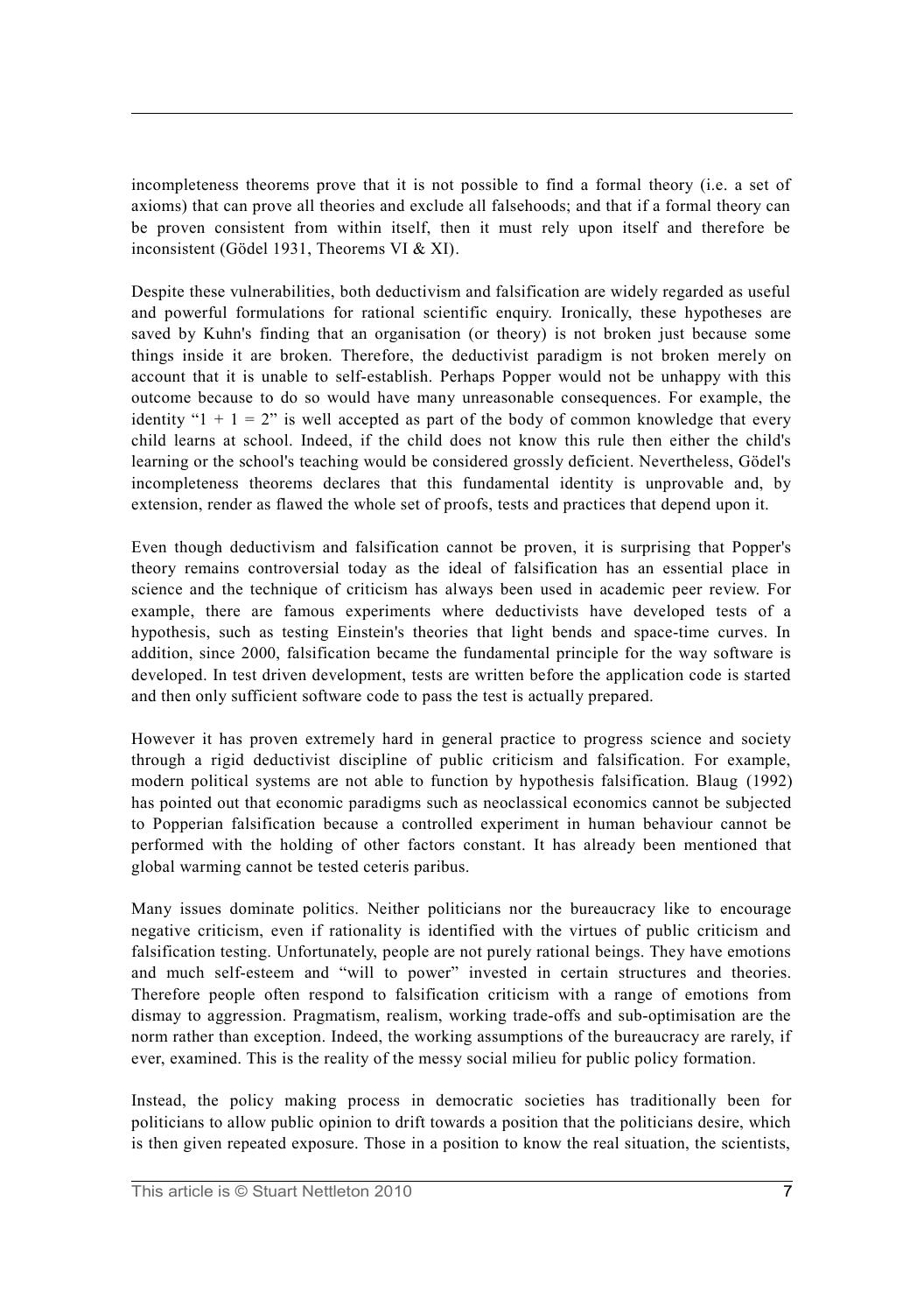incompleteness theorems prove that it is not possible to find a formal theory (i.e. a set of axioms) that can prove all theories and exclude all falsehoods; and that if a formal theory can be proven consistent from within itself, then it must rely upon itself and therefore be inconsistent (Gödel 1931, Theorems VI & XI).

Despite these vulnerabilities, both deductivism and falsification are widely regarded as useful and powerful formulations for rational scientific enquiry. Ironically, these hypotheses are saved by Kuhn's finding that an organisation (or theory) is not broken just because some things inside it are broken. Therefore, the deductivist paradigm is not broken merely on account that it is unable to self-establish. Perhaps Popper would not be unhappy with this outcome because to do so would have many unreasonable consequences. For example, the identity "$1 + 1 = 2$" is well accepted as part of the body of common knowledge that every child learns at school. Indeed, if the child does not know this rule then either the child's learning or the school's teaching would be considered grossly deficient. Nevertheless, Gödel's incompleteness theorems declares that this fundamental identity is unprovable and, by extension, render as flawed the whole set of proofs, tests and practices that depend upon it.

Even though deductivism and falsification cannot be proven, it is surprising that Popper's theory remains controversial today as the ideal of falsification has an essential place in science and the technique of criticism has always been used in academic peer review. For example, there are famous experiments where deductivists have developed tests of a hypothesis, such as testing Einstein's theories that light bends and space-time curves. In addition, since 2000, falsification became the fundamental principle for the way software is developed. In test driven development, tests are written before the application code is started and then only sufficient software code to pass the test is actually prepared.

However it has proven extremely hard in general practice to progress science and society through a rigid deductivist discipline of public criticism and falsification. For example, modern political systems are not able to function by hypothesis falsification. Blaug (1992) has pointed out that economic paradigms such as neoclassical economics cannot be subjected to Popperian falsification because a controlled experiment in human behaviour cannot be performed with the holding of other factors constant. It has already been mentioned that global warming cannot be tested ceteris paribus.

Many issues dominate politics. Neither politicians nor the bureaucracy like to encourage negative criticism, even if rationality is identified with the virtues of public criticism and falsification testing. Unfortunately, people are not purely rational beings. They have emotions and much self-esteem and "will to power" invested in certain structures and theories. Therefore people often respond to falsification criticism with a range of emotions from dismay to aggression. Pragmatism, realism, working trade-offs and sub-optimisation are the norm rather than exception. Indeed, the working assumptions of the bureaucracy are rarely, if ever, examined. This is the reality of the messy social milieu for public policy formation.

Instead, the policy making process in democratic societies has traditionally been for politicians to allow public opinion to drift towards a position that the politicians desire, which is then given repeated exposure. Those in a position to know the real situation, the scientists,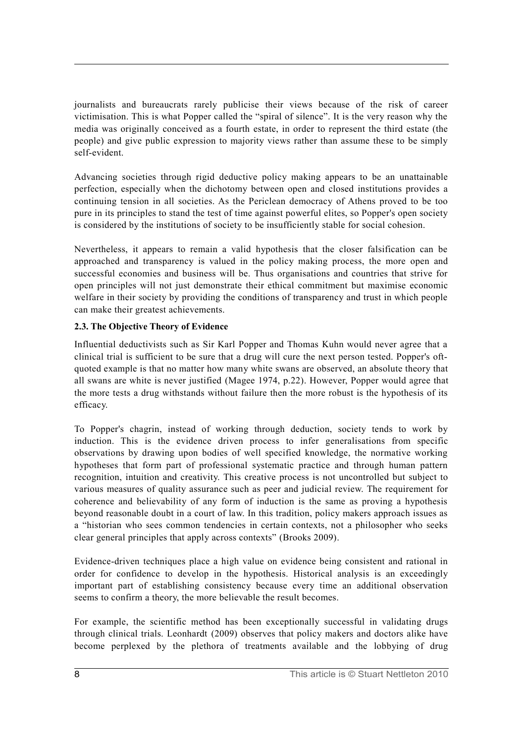journalists and bureaucrats rarely publicise their views because of the risk of career victimisation. This is what Popper called the "spiral of silence". It is the very reason why the media was originally conceived as a fourth estate, in order to represent the third estate (the people) and give public expression to majority views rather than assume these to be simply self-evident.

Advancing societies through rigid deductive policy making appears to be an unattainable perfection, especially when the dichotomy between open and closed institutions provides a continuing tension in all societies. As the Periclean democracy of Athens proved to be too pure in its principles to stand the test of time against powerful elites, so Popper's open society is considered by the institutions of society to be insufficiently stable for social cohesion.

Nevertheless, it appears to remain a valid hypothesis that the closer falsification can be approached and transparency is valued in the policy making process, the more open and successful economies and business will be. Thus organisations and countries that strive for open principles will not just demonstrate their ethical commitment but maximise economic welfare in their society by providing the conditions of transparency and trust in which people can make their greatest achievements.

### 2.3. The Objective Theory of Evidence

Influential deductivists such as Sir Karl Popper and Thomas Kuhn would never agree that a clinical trial is sufficient to be sure that a drug will cure the next person tested. Popper's oft-quoted example is that no matter how many white swans are observed, an absolute theory that all swans are white is never justified (Magee 1974, p.22). However, Popper would agree that the more tests a drug withstands without failure then the more robust is the hypothesis of its efficacy.

To Popper's chagrin, instead of working through deduction, society tends to work by induction. This is the evidence driven process to infer generalisations from specific observations by drawing upon bodies of well specified knowledge, the normative working hypotheses that form part of professional systematic practice and through human pattern recognition, intuition and creativity. This creative process is not uncontrolled but subject to various measures of quality assurance such as peer and judicial review. The requirement for coherence and believability of any form of induction is the same as proving a hypothesis beyond reasonable doubt in a court of law. In this tradition, policy makers approach issues as a "historian who sees common tendencies in certain contexts, not a philosopher who seeks clear general principles that apply across contexts" (Brooks 2009).

Evidence-driven techniques place a high value on evidence being consistent and rational in order for confidence to develop in the hypothesis. Historical analysis is an exceedingly important part of establishing consistency because every time an additional observation seems to confirm a theory, the more believable the result becomes.

For example, the scientific method has been exceptionally successful in validating drugs through clinical trials. Leonhardt (2009) observes that policy makers and doctors alike have become perplexed by the plethora of treatments available and the lobbying of drug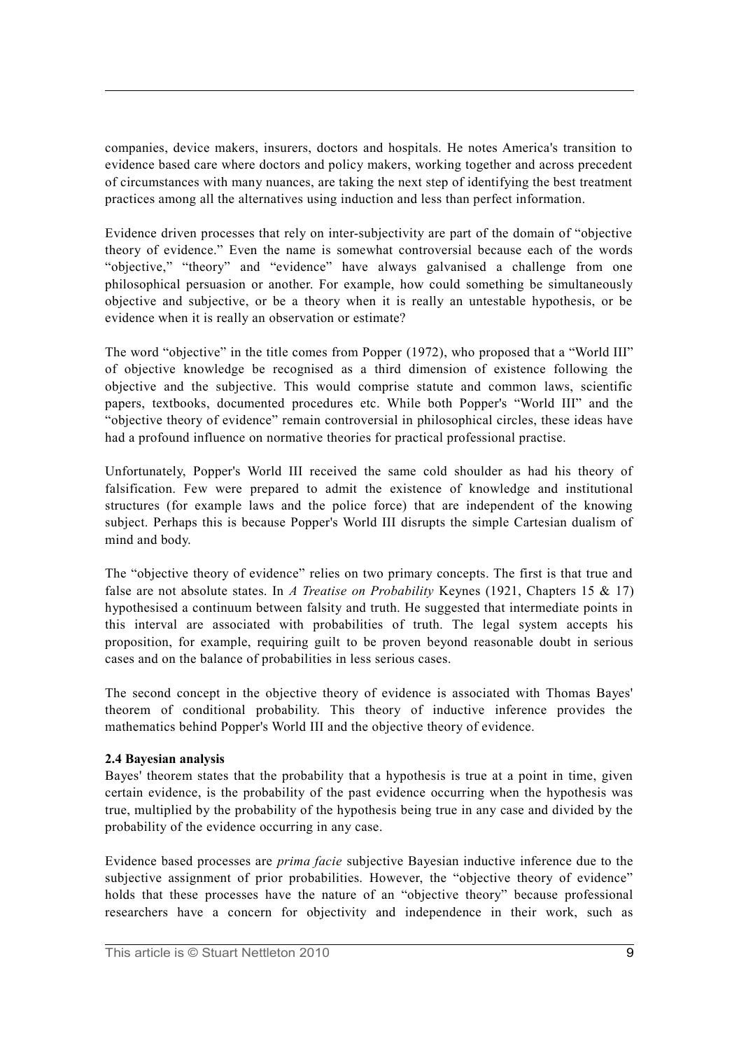companies, device makers, insurers, doctors and hospitals. He notes America's transition to evidence based care where doctors and policy makers, working together and across precedent of circumstances with many nuances, are taking the next step of identifying the best treatment practices among all the alternatives using induction and less than perfect information.

Evidence driven processes that rely on inter-subjectivity are part of the domain of "objective theory of evidence." Even the name is somewhat controversial because each of the words "objective," "theory" and "evidence" have always galvanised a challenge from one philosophical persuasion or another. For example, how could something be simultaneously objective and subjective, or be a theory when it is really an untestable hypothesis, or be evidence when it is really an observation or estimate?

The word "objective" in the title comes from Popper (1972), who proposed that a "World III" of objective knowledge be recognised as a third dimension of existence following the objective and the subjective. This would comprise statute and common laws, scientific papers, textbooks, documented procedures etc. While both Popper's "World III" and the "objective theory of evidence" remain controversial in philosophical circles, these ideas have had a profound influence on normative theories for practical professional practise.

Unfortunately, Popper's World III received the same cold shoulder as had his theory of falsification. Few were prepared to admit the existence of knowledge and institutional structures (for example laws and the police force) that are independent of the knowing subject. Perhaps this is because Popper's World III disrupts the simple Cartesian dualism of mind and body.

The "objective theory of evidence" relies on two primary concepts. The first is that true and false are not absolute states. In *A Treatise on Probability* Keynes (1921, Chapters 15 & 17) hypothesised a continuum between falsity and truth. He suggested that intermediate points in this interval are associated with probabilities of truth. The legal system accepts his proposition, for example, requiring guilt to be proven beyond reasonable doubt in serious cases and on the balance of probabilities in less serious cases.

The second concept in the objective theory of evidence is associated with Thomas Bayes' theorem of conditional probability. This theory of inductive inference provides the mathematics behind Popper's World III and the objective theory of evidence.

### 2.4 Bayesian analysis

Bayes' theorem states that the probability that a hypothesis is true at a point in time, given certain evidence, is the probability of the past evidence occurring when the hypothesis was true, multiplied by the probability of the hypothesis being true in any case and divided by the probability of the evidence occurring in any case.

Evidence based processes are *prima facie* subjective Bayesian inductive inference due to the subjective assignment of prior probabilities. However, the "objective theory of evidence" holds that these processes have the nature of an "objective theory" because professional researchers have a concern for objectivity and independence in their work, such as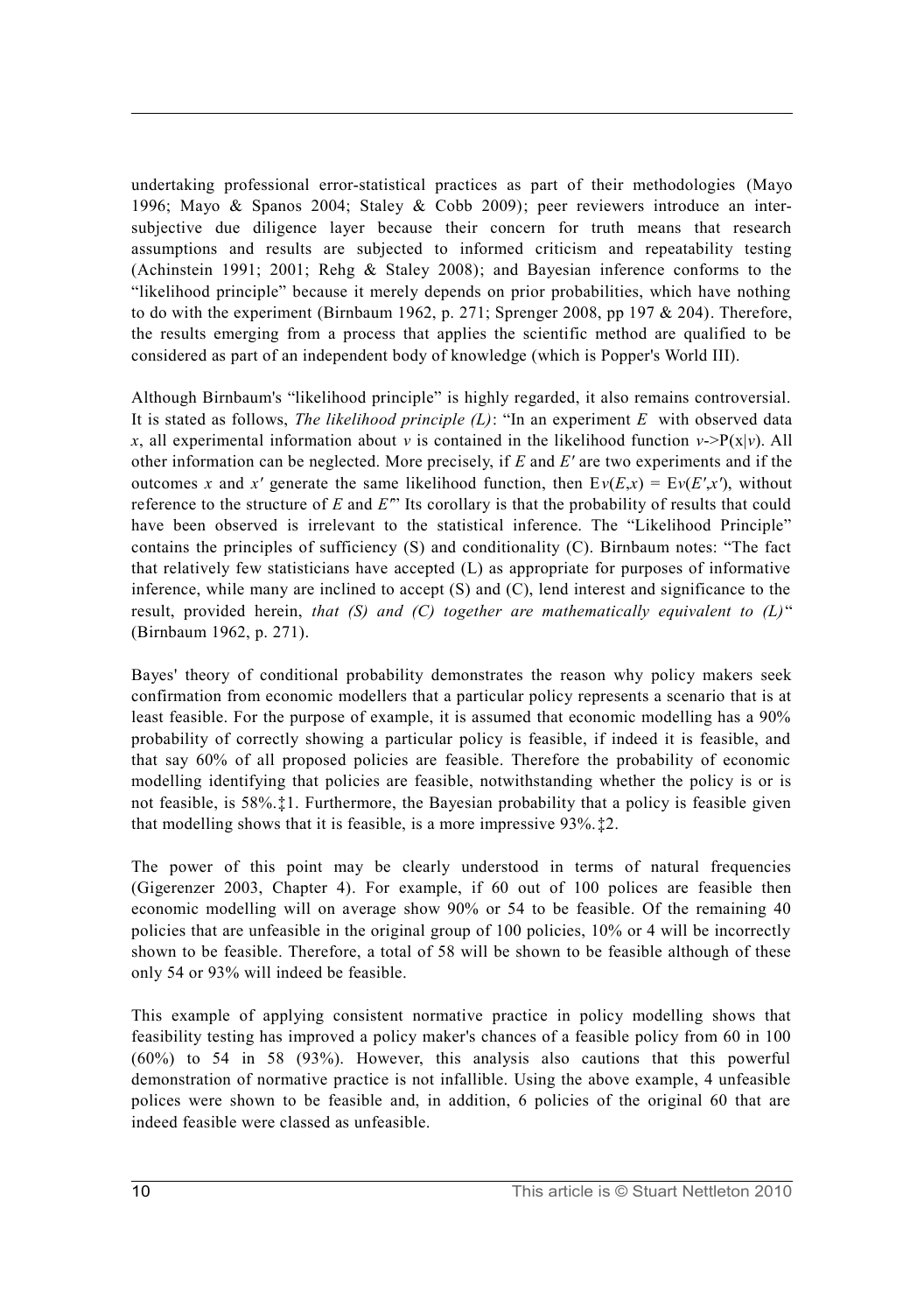undertaking professional error-statistical practices as part of their methodologies (Mayo 1996; Mayo & Spanos 2004; Staley & Cobb 2009); peer reviewers introduce an inter-subjective due diligence layer because their concern for truth means that research assumptions and results are subjected to informed criticism and repeatability testing (Achinstein 1991; 2001; Rehg & Staley 2008); and Bayesian inference conforms to the "likelihood principle" because it merely depends on prior probabilities, which have nothing to do with the experiment (Birnbaum 1962, p. 271; Sprenger 2008, pp 197 & 204). Therefore, the results emerging from a process that applies the scientific method are qualified to be considered as part of an independent body of knowledge (which is Popper's World III).

Although Birnbaum's "likelihood principle" is highly regarded, it also remains controversial. It is stated as follows, *The likelihood principle (L)*: "In an experiment $E$ with observed data $x$, all experimental information about $v$ is contained in the likelihood function $v \rightarrow P(x|v)$. All other information can be neglected. More precisely, if $E$ and $E'$ are two experiments and if the outcomes $x$ and $x'$ generate the same likelihood function, then $Ev(E,x) = Ev(E',x')$, without reference to the structure of $E$ and $E'$" Its corollary is that the probability of results that could have been observed is irrelevant to the statistical inference. The "Likelihood Principle" contains the principles of sufficiency (S) and conditionality (C). Birnbaum notes: "The fact that relatively few statisticians have accepted (L) as appropriate for purposes of informative inference, while many are inclined to accept (S) and (C), lend interest and significance to the result, provided herein, *that (S) and (C) together are mathematically equivalent to (L)*" (Birnbaum 1962, p. 271).

Bayes' theory of conditional probability demonstrates the reason why policy makers seek confirmation from economic modellers that a particular policy represents a scenario that is at least feasible. For the purpose of example, it is assumed that economic modelling has a 90% probability of correctly showing a particular policy is feasible, if indeed it is feasible, and that say 60% of all proposed policies are feasible. Therefore the probability of economic modelling identifying that policies are feasible, notwithstanding whether the policy is or is not feasible, is 58%.‡1. Furthermore, the Bayesian probability that a policy is feasible given that modelling shows that it is feasible, is a more impressive 93%.‡2.

The power of this point may be clearly understood in terms of natural frequencies (Gigerenzer 2003, Chapter 4). For example, if 60 out of 100 polices are feasible then economic modelling will on average show 90% or 54 to be feasible. Of the remaining 40 policies that are unfeasible in the original group of 100 policies, 10% or 4 will be incorrectly shown to be feasible. Therefore, a total of 58 will be shown to be feasible although of these only 54 or 93% will indeed be feasible.

This example of applying consistent normative practice in policy modelling shows that feasibility testing has improved a policy maker's chances of a feasible policy from 60 in 100 (60%) to 54 in 58 (93%). However, this analysis also cautions that this powerful demonstration of normative practice is not infallible. Using the above example, 4 unfeasible polices were shown to be feasible and, in addition, 6 policies of the original 60 that are indeed feasible were classed as unfeasible.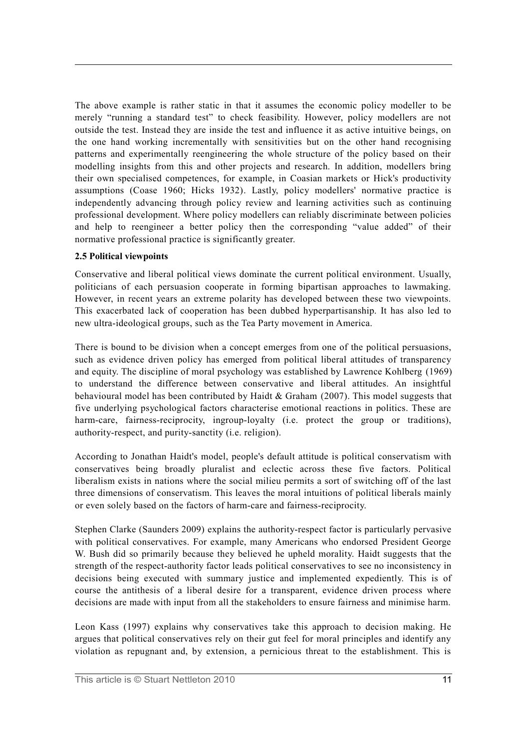The above example is rather static in that it assumes the economic policy modeller to be merely "running a standard test" to check feasibility. However, policy modellers are not outside the test. Instead they are inside the test and influence it as active intuitive beings, on the one hand working incrementally with sensitivities but on the other hand recognising patterns and experimentally reengineering the whole structure of the policy based on their modelling insights from this and other projects and research. In addition, modellers bring their own specialised competences, for example, in Coasian markets or Hick's productivity assumptions (Coase 1960; Hicks 1932). Lastly, policy modellers' normative practice is independently advancing through policy review and learning activities such as continuing professional development. Where policy modellers can reliably discriminate between policies and help to reengineer a better policy then the corresponding "value added" of their normative professional practice is significantly greater.

### 2.5 Political viewpoints

Conservative and liberal political views dominate the current political environment. Usually, politicians of each persuasion cooperate in forming bipartisan approaches to lawmaking. However, in recent years an extreme polarity has developed between these two viewpoints. This exacerbated lack of cooperation has been dubbed hyperpartisanship. It has also led to new ultra-ideological groups, such as the Tea Party movement in America.

There is bound to be division when a concept emerges from one of the political persuasions, such as evidence driven policy has emerged from political liberal attitudes of transparency and equity. The discipline of moral psychology was established by Lawrence Kohlberg (1969) to understand the difference between conservative and liberal attitudes. An insightful behavioural model has been contributed by Haidt & Graham (2007). This model suggests that five underlying psychological factors characterise emotional reactions in politics. These are harm-care, fairness-reciprocity, ingroup-loyalty (i.e. protect the group or traditions), authority-respect, and purity-sanctity (i.e. religion).

According to Jonathan Haidt's model, people's default attitude is political conservatism with conservatives being broadly pluralist and eclectic across these five factors. Political liberalism exists in nations where the social milieu permits a sort of switching off of the last three dimensions of conservatism. This leaves the moral intuitions of political liberals mainly or even solely based on the factors of harm-care and fairness-reciprocity.

Stephen Clarke (Saunders 2009) explains the authority-respect factor is particularly pervasive with political conservatives. For example, many Americans who endorsed President George W. Bush did so primarily because they believed he upheld morality. Haidt suggests that the strength of the respect-authority factor leads political conservatives to see no inconsistency in decisions being executed with summary justice and implemented expediently. This is of course the antithesis of a liberal desire for a transparent, evidence driven process where decisions are made with input from all the stakeholders to ensure fairness and minimise harm.

Leon Kass (1997) explains why conservatives take this approach to decision making. He argues that political conservatives rely on their gut feel for moral principles and identify any violation as repugnant and, by extension, a pernicious threat to the establishment. This is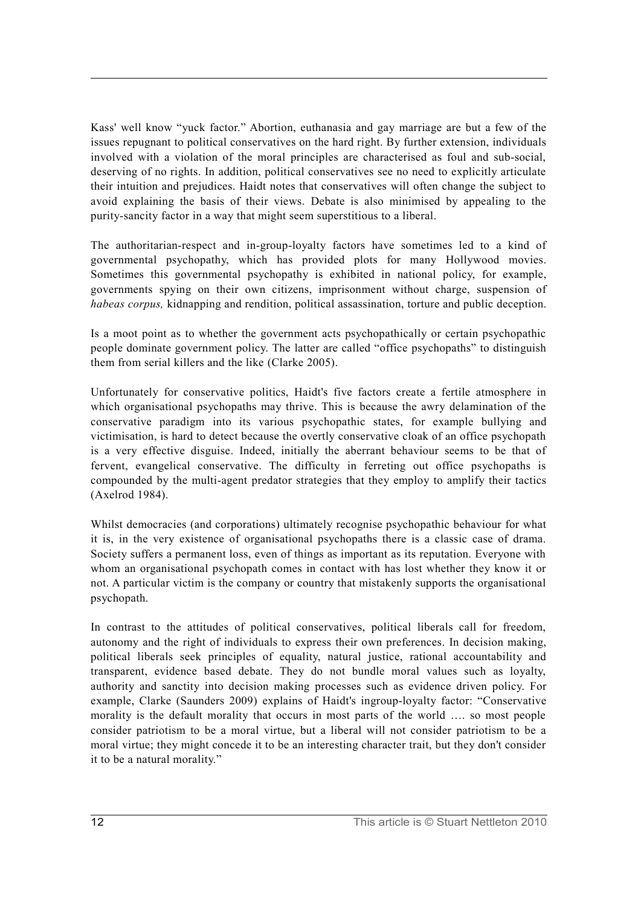Kass' well know "yuck factor." Abortion, euthanasia and gay marriage are but a few of the issues repugnant to political conservatives on the hard right. By further extension, individuals involved with a violation of the moral principles are characterised as foul and sub-social, deserving of no rights. In addition, political conservatives see no need to explicitly articulate their intuition and prejudices. Haidt notes that conservatives will often change the subject to avoid explaining the basis of their views. Debate is also minimised by appealing to the purity-sancity factor in a way that might seem superstitious to a liberal.

The authoritarian-respect and in-group-loyalty factors have sometimes led to a kind of governmental psychopathy, which has provided plots for many Hollywood movies. Sometimes this governmental psychopathy is exhibited in national policy, for example, governments spying on their own citizens, imprisonment without charge, suspension of *habeas corpus,* kidnapping and rendition, political assassination, torture and public deception.

Is a moot point as to whether the government acts psychopathically or certain psychopathic people dominate government policy. The latter are called "office psychopaths" to distinguish them from serial killers and the like (Clarke 2005).

Unfortunately for conservative politics, Haidt's five factors create a fertile atmosphere in which organisational psychopaths may thrive. This is because the awry delamination of the conservative paradigm into its various psychopathic states, for example bullying and victimisation, is hard to detect because the overtly conservative cloak of an office psychopath is a very effective disguise. Indeed, initially the aberrant behaviour seems to be that of fervent, evangelical conservative. The difficulty in ferreting out office psychopaths is compounded by the multi-agent predator strategies that they employ to amplify their tactics (Axelrod 1984).

Whilst democracies (and corporations) ultimately recognise psychopathic behaviour for what it is, in the very existence of organisational psychopaths there is a classic case of drama. Society suffers a permanent loss, even of things as important as its reputation. Everyone with whom an organisational psychopath comes in contact with has lost whether they know it or not. A particular victim is the company or country that mistakenly supports the organisational psychopath.

In contrast to the attitudes of political conservatives, political liberals call for freedom, autonomy and the right of individuals to express their own preferences. In decision making, political liberals seek principles of equality, natural justice, rational accountability and transparent, evidence based debate. They do not bundle moral values such as loyalty, authority and sanctity into decision making processes such as evidence driven policy. For example, Clarke (Saunders 2009) explains of Haidt's ingroup-loyalty factor: "Conservative morality is the default morality that occurs in most parts of the world …. so most people consider patriotism to be a moral virtue, but a liberal will not consider patriotism to be a moral virtue; they might concede it to be an interesting character trait, but they don't consider it to be a natural morality."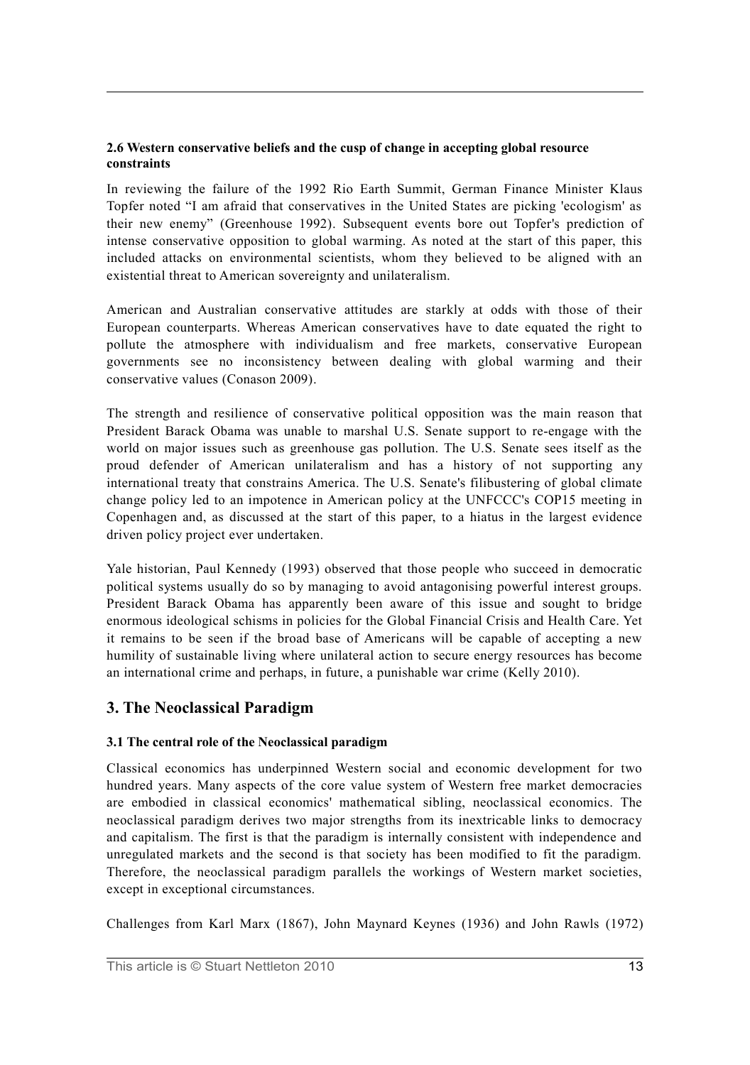**2.6 Western conservative beliefs and the cusp of change in accepting global resource constraints**

In reviewing the failure of the 1992 Rio Earth Summit, German Finance Minister Klaus Topfer noted "I am afraid that conservatives in the United States are picking 'ecologism' as their new enemy" (Greenhouse 1992). Subsequent events bore out Topfer's prediction of intense conservative opposition to global warming. As noted at the start of this paper, this included attacks on environmental scientists, whom they believed to be aligned with an existential threat to American sovereignty and unilateralism.

American and Australian conservative attitudes are starkly at odds with those of their European counterparts. Whereas American conservatives have to date equated the right to pollute the atmosphere with individualism and free markets, conservative European governments see no inconsistency between dealing with global warming and their conservative values (Conason 2009).

The strength and resilience of conservative political opposition was the main reason that President Barack Obama was unable to marshal U.S. Senate support to re-engage with the world on major issues such as greenhouse gas pollution. The U.S. Senate sees itself as the proud defender of American unilateralism and has a history of not supporting any international treaty that constrains America. The U.S. Senate's filibustering of global climate change policy led to an impotence in American policy at the UNFCCC's COP15 meeting in Copenhagen and, as discussed at the start of this paper, to a hiatus in the largest evidence driven policy project ever undertaken.

Yale historian, Paul Kennedy (1993) observed that those people who succeed in democratic political systems usually do so by managing to avoid antagonising powerful interest groups. President Barack Obama has apparently been aware of this issue and sought to bridge enormous ideological schisms in policies for the Global Financial Crisis and Health Care. Yet it remains to be seen if the broad base of Americans will be capable of accepting a new humility of sustainable living where unilateral action to secure energy resources has become an international crime and perhaps, in future, a punishable war crime (Kelly 2010).

## 3. The Neoclassical Paradigm

**3.1 The central role of the Neoclassical paradigm**

Classical economics has underpinned Western social and economic development for two hundred years. Many aspects of the core value system of Western free market democracies are embodied in classical economics' mathematical sibling, neoclassical economics. The neoclassical paradigm derives two major strengths from its inextricable links to democracy and capitalism. The first is that the paradigm is internally consistent with independence and unregulated markets and the second is that society has been modified to fit the paradigm. Therefore, the neoclassical paradigm parallels the workings of Western market societies, except in exceptional circumstances.

Challenges from Karl Marx (1867), John Maynard Keynes (1936) and John Rawls (1972)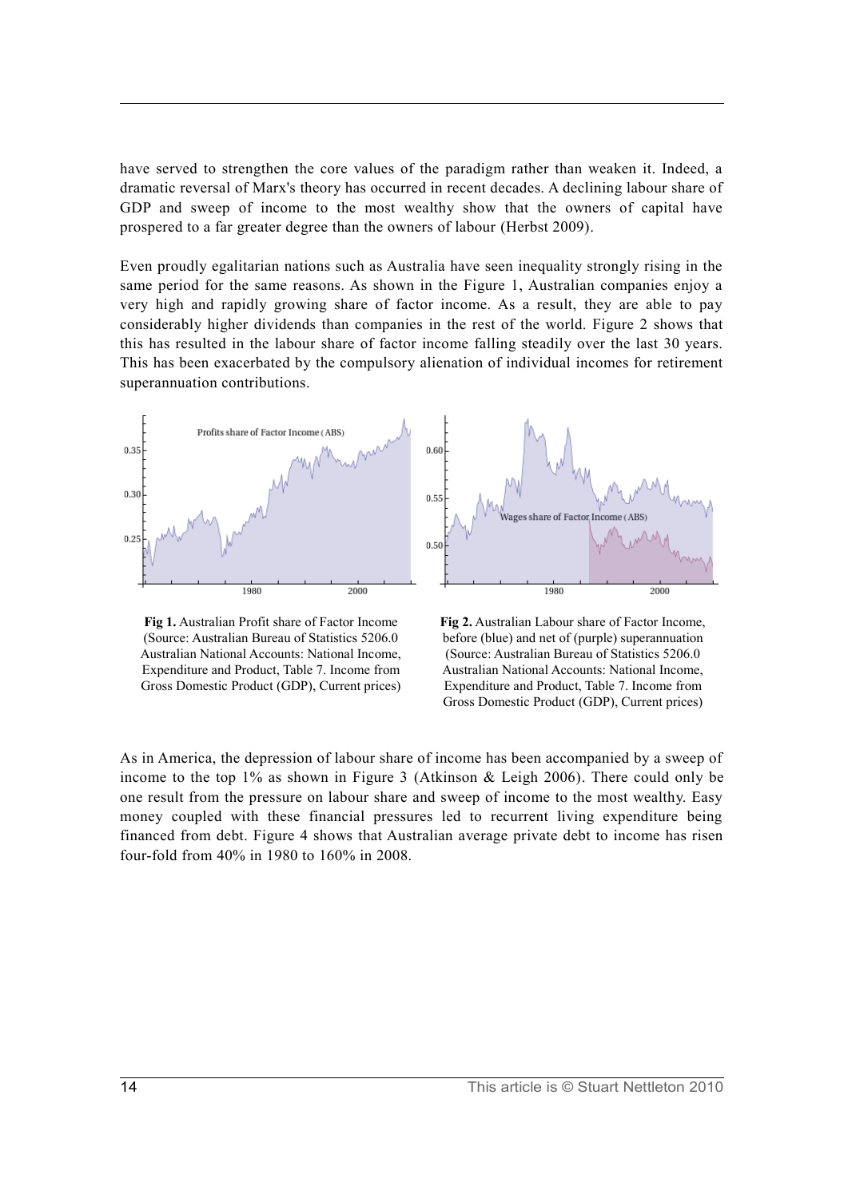have served to strengthen the core values of the paradigm rather than weaken it. Indeed, a dramatic reversal of Marx's theory has occurred in recent decades. A declining labour share of GDP and sweep of income to the most wealthy show that the owners of capital have prospered to a far greater degree than the owners of labour (Herbst 2009).

Even proudly egalitarian nations such as Australia have seen inequality strongly rising in the same period for the same reasons. As shown in the Figure 1, Australian companies enjoy a very high and rapidly growing share of factor income. As a result, they are able to pay considerably higher dividends than companies in the rest of the world. Figure 2 shows that this has resulted in the labour share of factor income falling steadily over the last 30 years. This has been exacerbated by the compulsory alienation of individual incomes for retirement superannuation contributions.

**Fig 1.** Australian Profit share of Factor Income (Source: Australian Bureau of Statistics 5206.0 Australian National Accounts: National Income, Expenditure and Product, Table 7. Income from Gross Domestic Product (GDP), Current prices)

**Fig 2.** Australian Labour share of Factor Income, before (blue) and net of (purple) superannuation (Source: Australian Bureau of Statistics 5206.0 Australian National Accounts: National Income, Expenditure and Product, Table 7. Income from Gross Domestic Product (GDP), Current prices)

As in America, the depression of labour share of income has been accompanied by a sweep of income to the top 1% as shown in Figure 3 (Atkinson & Leigh 2006). There could only be one result from the pressure on labour share and sweep of income to the most wealthy. Easy money coupled with these financial pressures led to recurrent living expenditure being financed from debt. Figure 4 shows that Australian average private debt to income has risen four-fold from 40% in 1980 to 160% in 2008.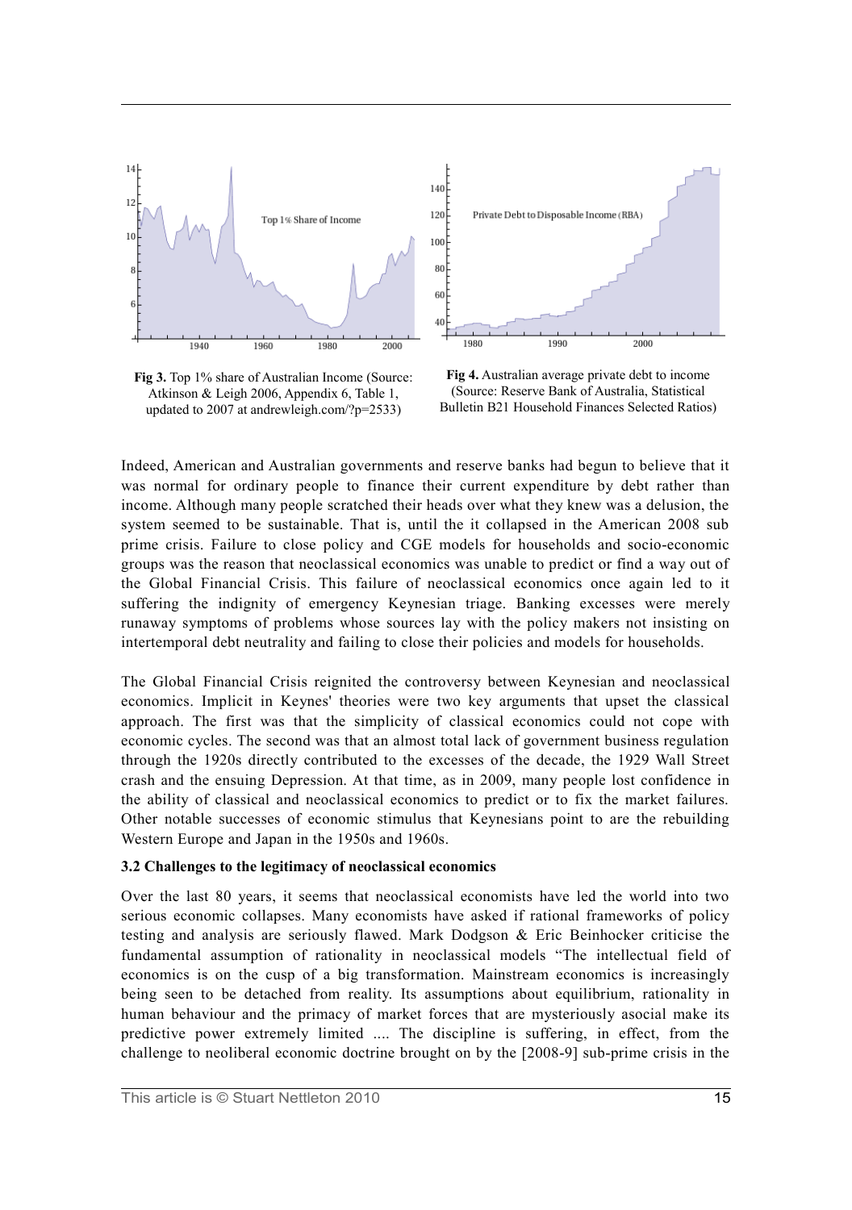Fig 3. Top 1% share of Australian Income (Source: Atkinson & Leigh 2006, Appendix 6, Table 1, updated to 2007 at andrewleigh.com/?p=2533)

Fig 4. Australian average private debt to income (Source: Reserve Bank of Australia, Statistical Bulletin B21 Household Finances Selected Ratios)

Indeed, American and Australian governments and reserve banks had begun to believe that it was normal for ordinary people to finance their current expenditure by debt rather than income. Although many people scratched their heads over what they knew was a delusion, the system seemed to be sustainable. That is, until the it collapsed in the American 2008 sub prime crisis. Failure to close policy and CGE models for households and socio-economic groups was the reason that neoclassical economics was unable to predict or find a way out of the Global Financial Crisis. This failure of neoclassical economics once again led to it suffering the indignity of emergency Keynesian triage. Banking excesses were merely runaway symptoms of problems whose sources lay with the policy makers not insisting on intertemporal debt neutrality and failing to close their policies and models for households.

The Global Financial Crisis reignited the controversy between Keynesian and neoclassical economics. Implicit in Keynes' theories were two key arguments that upset the classical approach. The first was that the simplicity of classical economics could not cope with economic cycles. The second was that an almost total lack of government business regulation through the 1920s directly contributed to the excesses of the decade, the 1929 Wall Street crash and the ensuing Depression. At that time, as in 2009, many people lost confidence in the ability of classical and neoclassical economics to predict or to fix the market failures. Other notable successes of economic stimulus that Keynesians point to are the rebuilding Western Europe and Japan in the 1950s and 1960s.

### 3.2 Challenges to the legitimacy of neoclassical economics

Over the last 80 years, it seems that neoclassical economists have led the world into two serious economic collapses. Many economists have asked if rational frameworks of policy testing and analysis are seriously flawed. Mark Dodgson & Eric Beinhocker criticise the fundamental assumption of rationality in neoclassical models "The intellectual field of economics is on the cusp of a big transformation. Mainstream economics is increasingly being seen to be detached from reality. Its assumptions about equilibrium, rationality in human behaviour and the primacy of market forces that are mysteriously asocial make its predictive power extremely limited .... The discipline is suffering, in effect, from the challenge to neoliberal economic doctrine brought on by the [2008-9] sub-prime crisis in the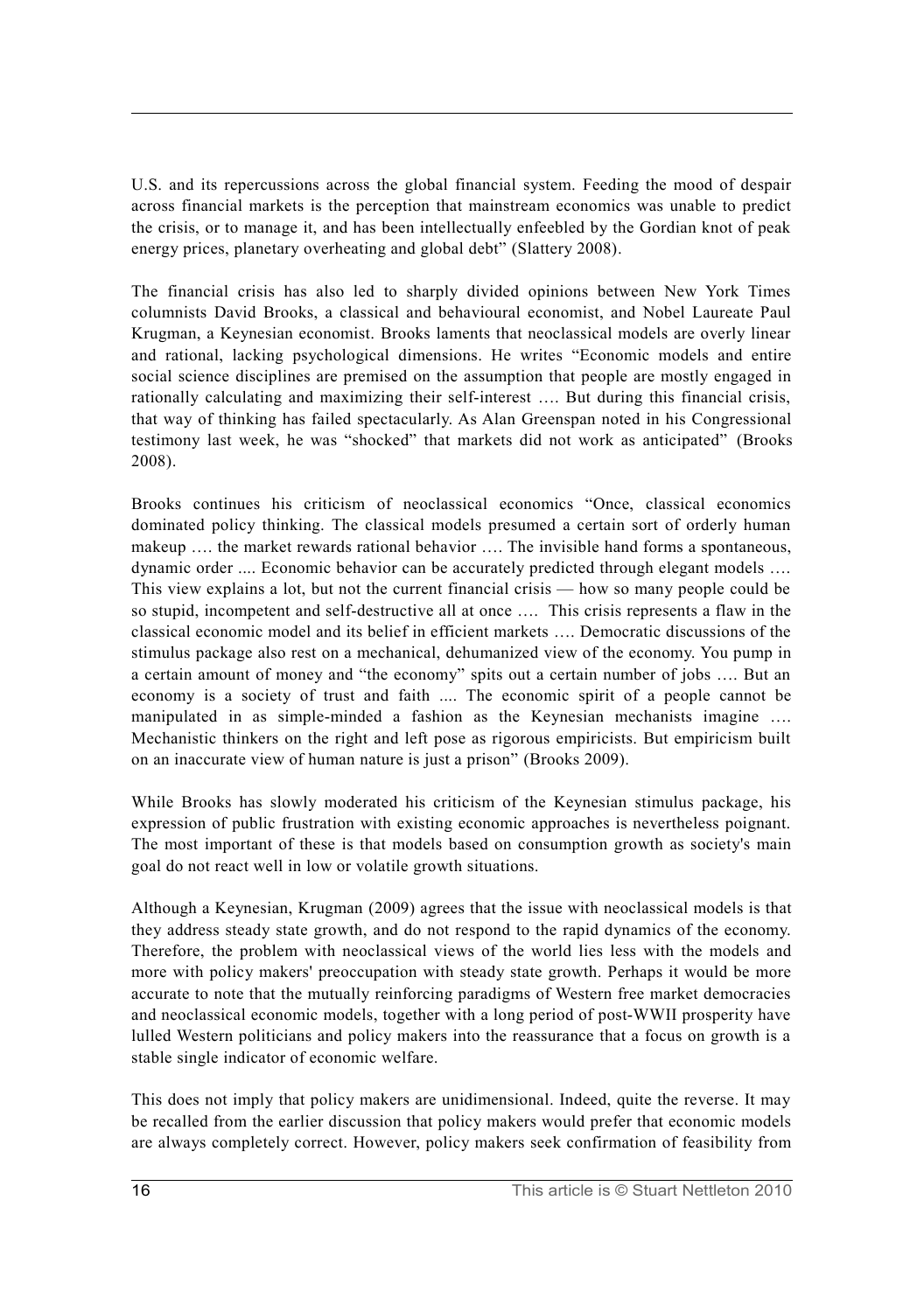U.S. and its repercussions across the global financial system. Feeding the mood of despair across financial markets is the perception that mainstream economics was unable to predict the crisis, or to manage it, and has been intellectually enfeebled by the Gordian knot of peak energy prices, planetary overheating and global debt" (Slattery 2008).

The financial crisis has also led to sharply divided opinions between New York Times columnists David Brooks, a classical and behavioural economist, and Nobel Laureate Paul Krugman, a Keynesian economist. Brooks laments that neoclassical models are overly linear and rational, lacking psychological dimensions. He writes "Economic models and entire social science disciplines are premised on the assumption that people are mostly engaged in rationally calculating and maximizing their self-interest …. But during this financial crisis, that way of thinking has failed spectacularly. As Alan Greenspan noted in his Congressional testimony last week, he was "shocked" that markets did not work as anticipated" (Brooks 2008).

Brooks continues his criticism of neoclassical economics "Once, classical economics dominated policy thinking. The classical models presumed a certain sort of orderly human makeup …. the market rewards rational behavior …. The invisible hand forms a spontaneous, dynamic order .... Economic behavior can be accurately predicted through elegant models …. This view explains a lot, but not the current financial crisis — how so many people could be so stupid, incompetent and self-destructive all at once …. This crisis represents a flaw in the classical economic model and its belief in efficient markets …. Democratic discussions of the stimulus package also rest on a mechanical, dehumanized view of the economy. You pump in a certain amount of money and "the economy" spits out a certain number of jobs …. But an economy is a society of trust and faith .... The economic spirit of a people cannot be manipulated in as simple-minded a fashion as the Keynesian mechanists imagine …. Mechanistic thinkers on the right and left pose as rigorous empiricists. But empiricism built on an inaccurate view of human nature is just a prison" (Brooks 2009).

While Brooks has slowly moderated his criticism of the Keynesian stimulus package, his expression of public frustration with existing economic approaches is nevertheless poignant. The most important of these is that models based on consumption growth as society's main goal do not react well in low or volatile growth situations.

Although a Keynesian, Krugman (2009) agrees that the issue with neoclassical models is that they address steady state growth, and do not respond to the rapid dynamics of the economy. Therefore, the problem with neoclassical views of the world lies less with the models and more with policy makers' preoccupation with steady state growth. Perhaps it would be more accurate to note that the mutually reinforcing paradigms of Western free market democracies and neoclassical economic models, together with a long period of post-WWII prosperity have lulled Western politicians and policy makers into the reassurance that a focus on growth is a stable single indicator of economic welfare.

This does not imply that policy makers are unidimensional. Indeed, quite the reverse. It may be recalled from the earlier discussion that policy makers would prefer that economic models are always completely correct. However, policy makers seek confirmation of feasibility from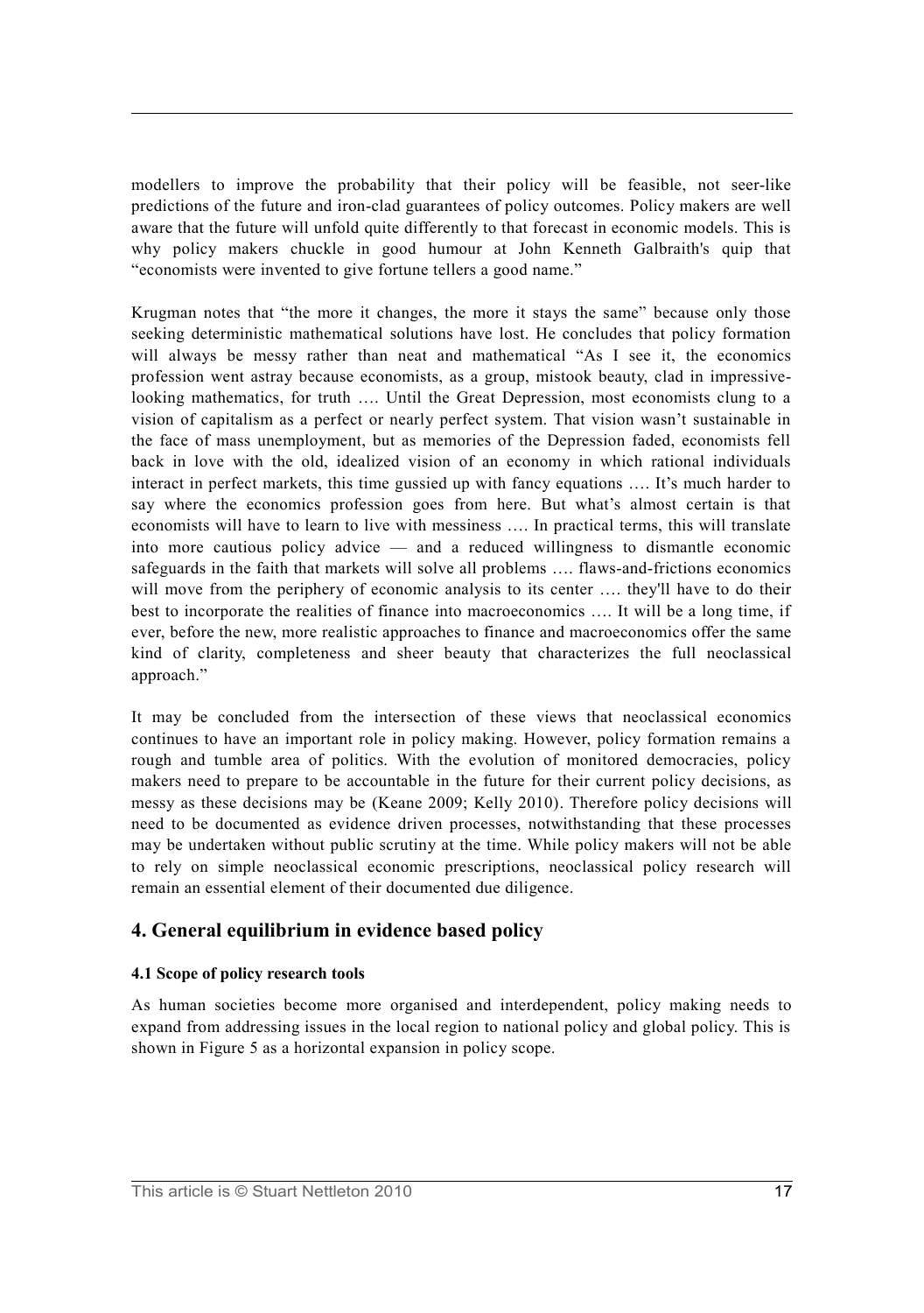modellers to improve the probability that their policy will be feasible, not seer-like predictions of the future and iron-clad guarantees of policy outcomes. Policy makers are well aware that the future will unfold quite differently to that forecast in economic models. This is why policy makers chuckle in good humour at John Kenneth Galbraith's quip that "economists were invented to give fortune tellers a good name."

Krugman notes that "the more it changes, the more it stays the same" because only those seeking deterministic mathematical solutions have lost. He concludes that policy formation will always be messy rather than neat and mathematical "As I see it, the economics profession went astray because economists, as a group, mistook beauty, clad in impressive-looking mathematics, for truth …. Until the Great Depression, most economists clung to a vision of capitalism as a perfect or nearly perfect system. That vision wasn't sustainable in the face of mass unemployment, but as memories of the Depression faded, economists fell back in love with the old, idealized vision of an economy in which rational individuals interact in perfect markets, this time gussied up with fancy equations …. It's much harder to say where the economics profession goes from here. But what's almost certain is that economists will have to learn to live with messiness …. In practical terms, this will translate into more cautious policy advice — and a reduced willingness to dismantle economic safeguards in the faith that markets will solve all problems …. flaws-and-frictions economics will move from the periphery of economic analysis to its center …. they'll have to do their best to incorporate the realities of finance into macroeconomics …. It will be a long time, if ever, before the new, more realistic approaches to finance and macroeconomics offer the same kind of clarity, completeness and sheer beauty that characterizes the full neoclassical approach."

It may be concluded from the intersection of these views that neoclassical economics continues to have an important role in policy making. However, policy formation remains a rough and tumble area of politics. With the evolution of monitored democracies, policy makers need to prepare to be accountable in the future for their current policy decisions, as messy as these decisions may be (Keane 2009; Kelly 2010). Therefore policy decisions will need to be documented as evidence driven processes, notwithstanding that these processes may be undertaken without public scrutiny at the time. While policy makers will not be able to rely on simple neoclassical economic prescriptions, neoclassical policy research will remain an essential element of their documented due diligence.

## 4. General equilibrium in evidence based policy

### 4.1 Scope of policy research tools

As human societies become more organised and interdependent, policy making needs to expand from addressing issues in the local region to national policy and global policy. This is shown in Figure 5 as a horizontal expansion in policy scope.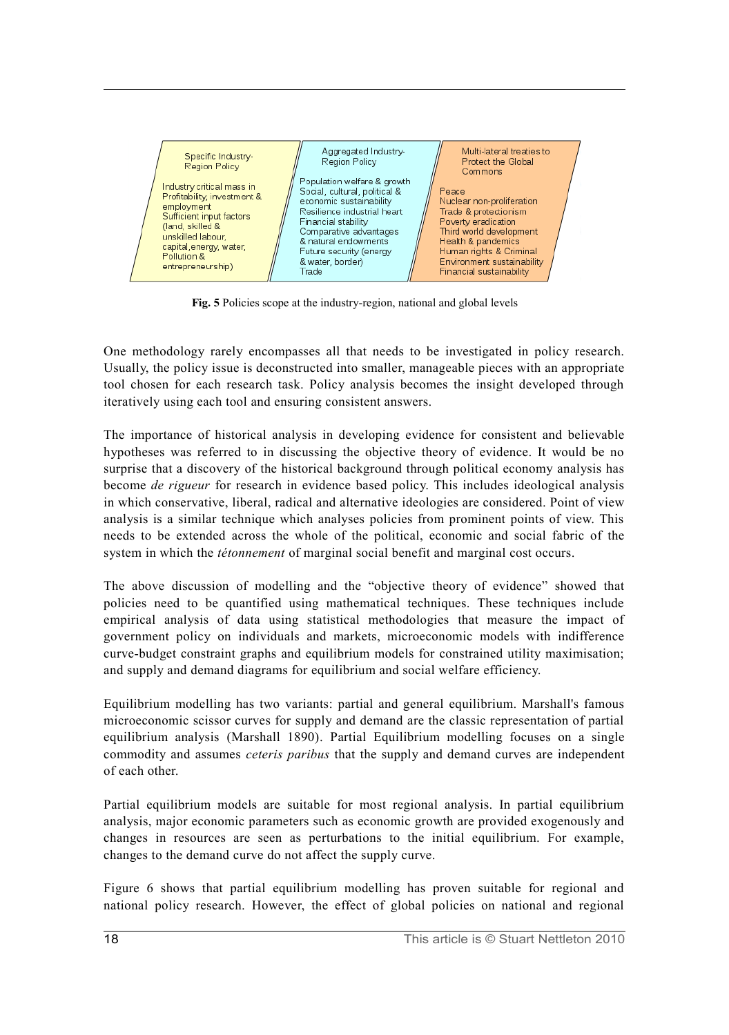| Specific Industry-Region Policy | Aggregated Industry-Region Policy | Multi-lateral treaties to Protect the Global Commons |
|---|---|---|
| Industry critical mass in Profitability, investment & employment<br>Sufficient input factors (land, skilled & unskilled labour, capital, energy, water, Pollution & entrepreneurship) | Population welfare & growth<br>Social, cultural, political & economic sustainability<br>Resilience industrial heart<br>Financial stability<br>Comparative advantages & natural endowments<br>Future security (energy & water, border)<br>Trade | Peace<br>Nuclear non-proliferation<br>Trade & protectionism<br>Poverty eradication<br>Third world development<br>Health & pandemics<br>Human rights & Criminal<br>Environment sustainability<br>Financial sustainability |

**Fig. 5** Policies scope at the industry-region, national and global levels

One methodology rarely encompasses all that needs to be investigated in policy research. Usually, the policy issue is deconstructed into smaller, manageable pieces with an appropriate tool chosen for each research task. Policy analysis becomes the insight developed through iteratively using each tool and ensuring consistent answers.

The importance of historical analysis in developing evidence for consistent and believable hypotheses was referred to in discussing the objective theory of evidence. It would be no surprise that a discovery of the historical background through political economy analysis has become *de rigueur* for research in evidence based policy. This includes ideological analysis in which conservative, liberal, radical and alternative ideologies are considered. Point of view analysis is a similar technique which analyses policies from prominent points of view. This needs to be extended across the whole of the political, economic and social fabric of the system in which the *tétonnement* of marginal social benefit and marginal cost occurs.

The above discussion of modelling and the "objective theory of evidence" showed that policies need to be quantified using mathematical techniques. These techniques include empirical analysis of data using statistical methodologies that measure the impact of government policy on individuals and markets, microeconomic models with indifference curve-budget constraint graphs and equilibrium models for constrained utility maximisation; and supply and demand diagrams for equilibrium and social welfare efficiency.

Equilibrium modelling has two variants: partial and general equilibrium. Marshall's famous microeconomic scissor curves for supply and demand are the classic representation of partial equilibrium analysis (Marshall 1890). Partial Equilibrium modelling focuses on a single commodity and assumes *ceteris paribus* that the supply and demand curves are independent of each other.

Partial equilibrium models are suitable for most regional analysis. In partial equilibrium analysis, major economic parameters such as economic growth are provided exogenously and changes in resources are seen as perturbations to the initial equilibrium. For example, changes to the demand curve do not affect the supply curve.

Figure 6 shows that partial equilibrium modelling has proven suitable for regional and national policy research. However, the effect of global policies on national and regional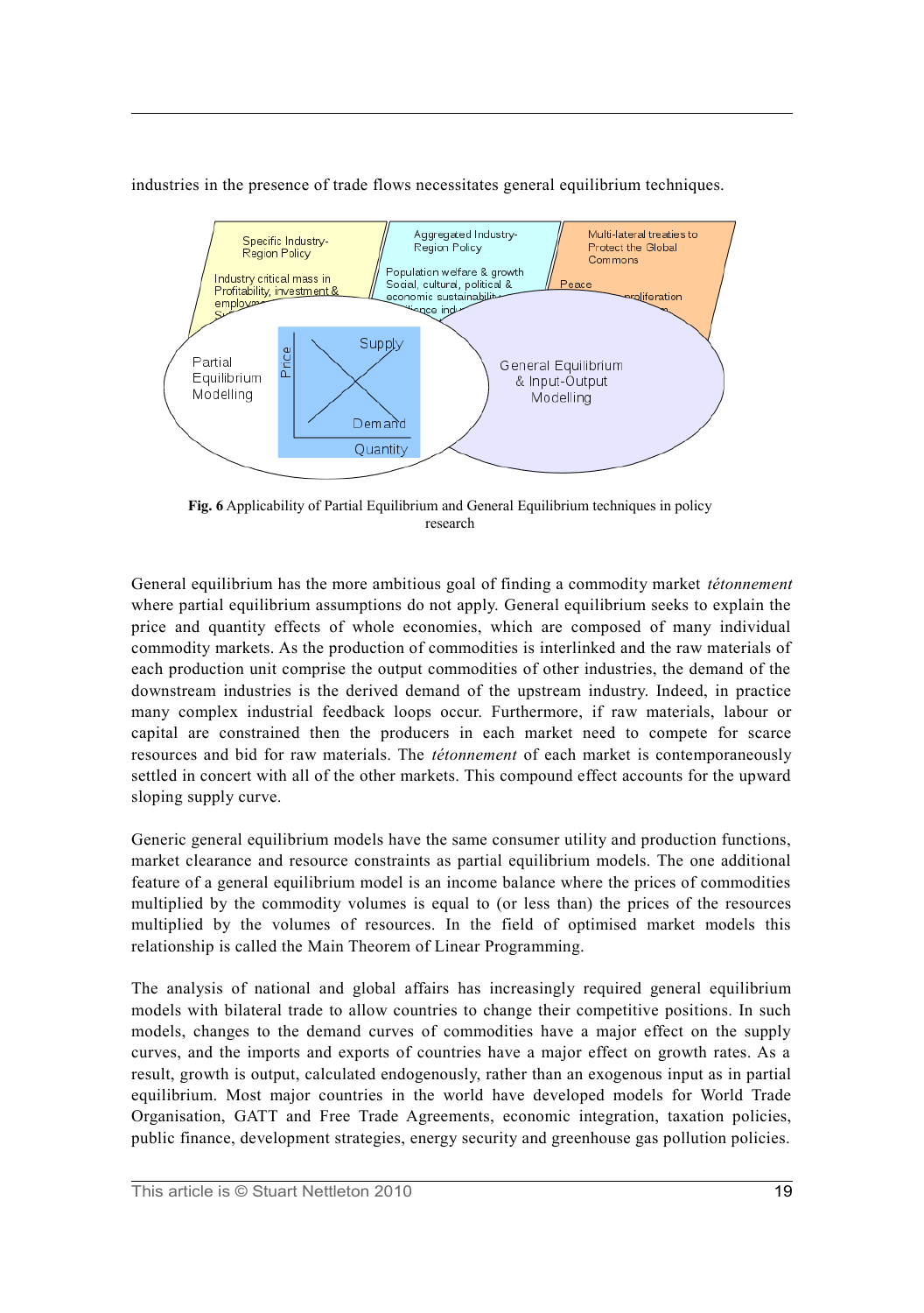industries in the presence of trade flows necessitates general equilibrium techniques.

**Fig. 6** Applicability of Partial Equilibrium and General Equilibrium techniques in policy research

General equilibrium has the more ambitious goal of finding a commodity market *tétonnement* where partial equilibrium assumptions do not apply. General equilibrium seeks to explain the price and quantity effects of whole economies, which are composed of many individual commodity markets. As the production of commodities is interlinked and the raw materials of each production unit comprise the output commodities of other industries, the demand of the downstream industries is the derived demand of the upstream industry. Indeed, in practice many complex industrial feedback loops occur. Furthermore, if raw materials, labour or capital are constrained then the producers in each market need to compete for scarce resources and bid for raw materials. The *tétonnement* of each market is contemporaneously settled in concert with all of the other markets. This compound effect accounts for the upward sloping supply curve.

Generic general equilibrium models have the same consumer utility and production functions, market clearance and resource constraints as partial equilibrium models. The one additional feature of a general equilibrium model is an income balance where the prices of commodities multiplied by the commodity volumes is equal to (or less than) the prices of the resources multiplied by the volumes of resources. In the field of optimised market models this relationship is called the Main Theorem of Linear Programming.

The analysis of national and global affairs has increasingly required general equilibrium models with bilateral trade to allow countries to change their competitive positions. In such models, changes to the demand curves of commodities have a major effect on the supply curves, and the imports and exports of countries have a major effect on growth rates. As a result, growth is output, calculated endogenously, rather than an exogenous input as in partial equilibrium. Most major countries in the world have developed models for World Trade Organisation, GATT and Free Trade Agreements, economic integration, taxation policies, public finance, development strategies, energy security and greenhouse gas pollution policies.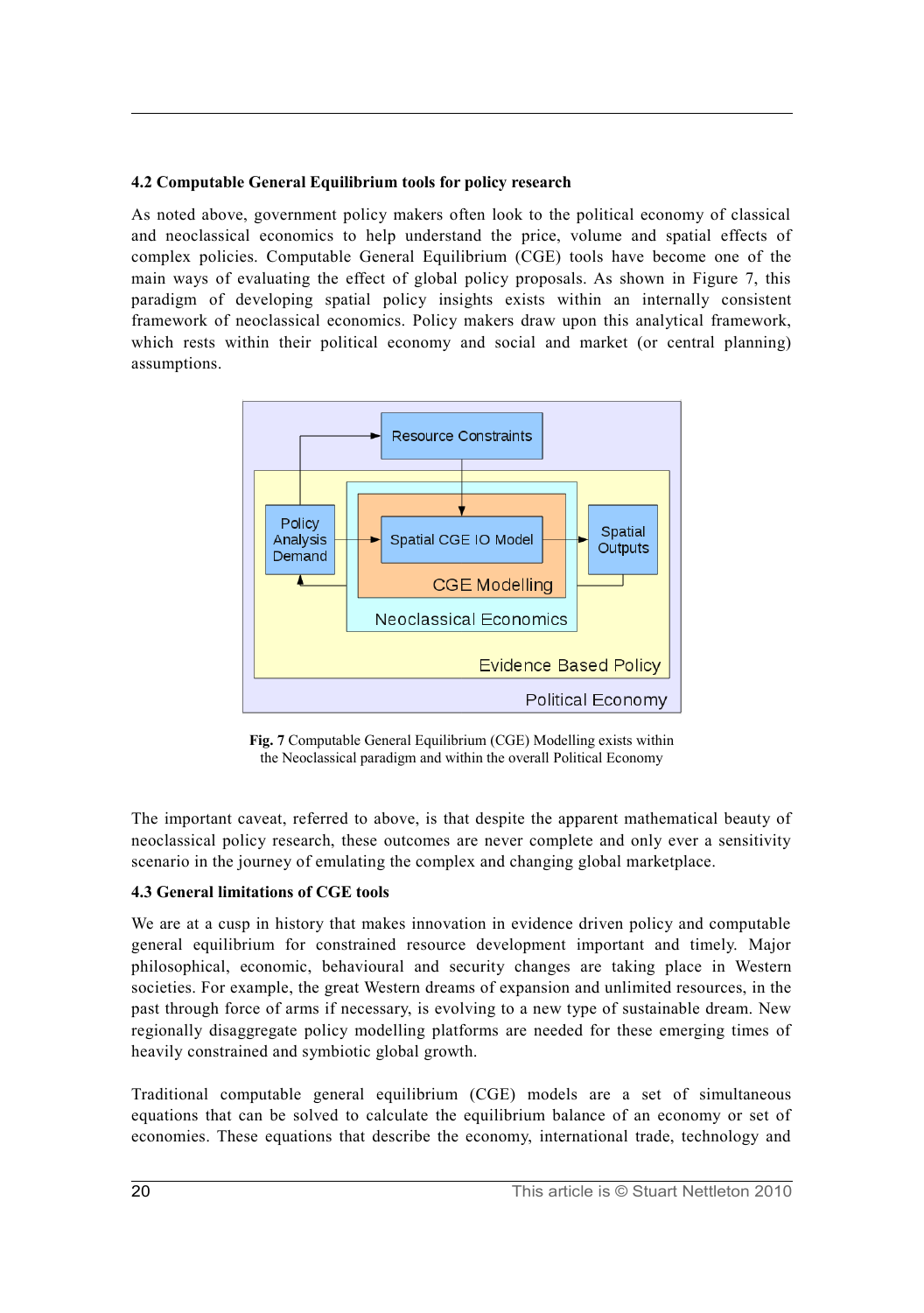### 4.2 Computable General Equilibrium tools for policy research

As noted above, government policy makers often look to the political economy of classical and neoclassical economics to help understand the price, volume and spatial effects of complex policies. Computable General Equilibrium (CGE) tools have become one of the main ways of evaluating the effect of global policy proposals. As shown in Figure 7, this paradigm of developing spatial policy insights exists within an internally consistent framework of neoclassical economics. Policy makers draw upon this analytical framework, which rests within their political economy and social and market (or central planning) assumptions.

**Fig. 7** Computable General Equilibrium (CGE) Modelling exists within the Neoclassical paradigm and within the overall Political Economy

The important caveat, referred to above, is that despite the apparent mathematical beauty of neoclassical policy research, these outcomes are never complete and only ever a sensitivity scenario in the journey of emulating the complex and changing global marketplace.

### 4.3 General limitations of CGE tools

We are at a cusp in history that makes innovation in evidence driven policy and computable general equilibrium for constrained resource development important and timely. Major philosophical, economic, behavioural and security changes are taking place in Western societies. For example, the great Western dreams of expansion and unlimited resources, in the past through force of arms if necessary, is evolving to a new type of sustainable dream. New regionally disaggregate policy modelling platforms are needed for these emerging times of heavily constrained and symbiotic global growth.

Traditional computable general equilibrium (CGE) models are a set of simultaneous equations that can be solved to calculate the equilibrium balance of an economy or set of economies. These equations that describe the economy, international trade, technology and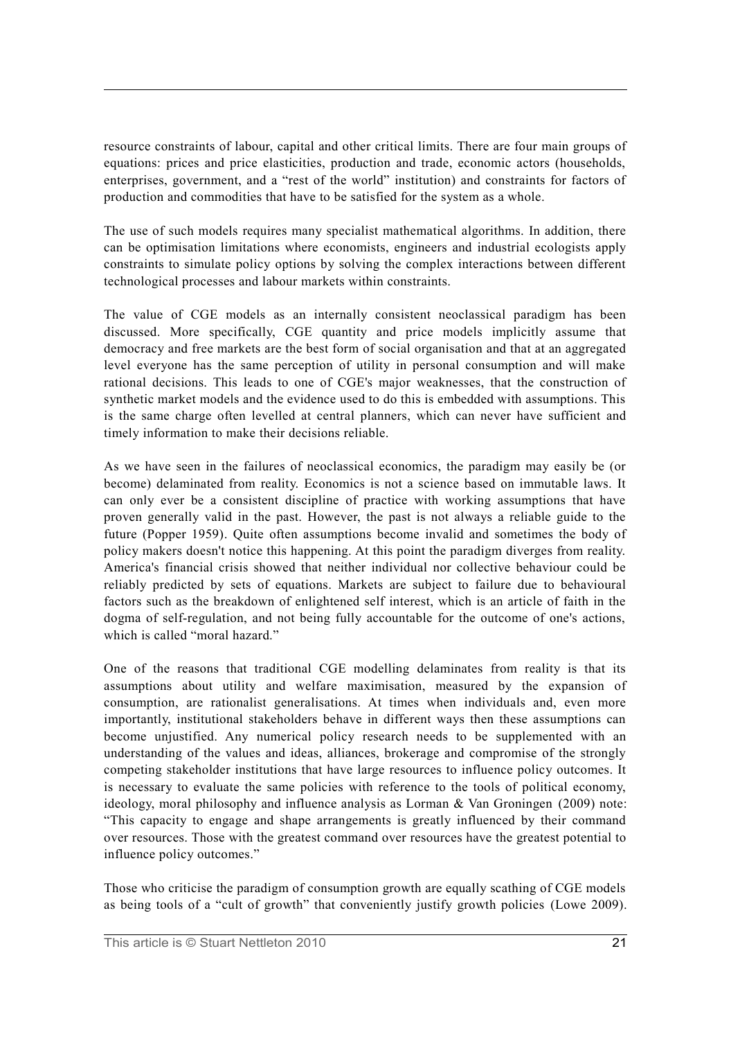resource constraints of labour, capital and other critical limits. There are four main groups of equations: prices and price elasticities, production and trade, economic actors (households, enterprises, government, and a "rest of the world" institution) and constraints for factors of production and commodities that have to be satisfied for the system as a whole.

The use of such models requires many specialist mathematical algorithms. In addition, there can be optimisation limitations where economists, engineers and industrial ecologists apply constraints to simulate policy options by solving the complex interactions between different technological processes and labour markets within constraints.

The value of CGE models as an internally consistent neoclassical paradigm has been discussed. More specifically, CGE quantity and price models implicitly assume that democracy and free markets are the best form of social organisation and that at an aggregated level everyone has the same perception of utility in personal consumption and will make rational decisions. This leads to one of CGE's major weaknesses, that the construction of synthetic market models and the evidence used to do this is embedded with assumptions. This is the same charge often levelled at central planners, which can never have sufficient and timely information to make their decisions reliable.

As we have seen in the failures of neoclassical economics, the paradigm may easily be (or become) delaminated from reality. Economics is not a science based on immutable laws. It can only ever be a consistent discipline of practice with working assumptions that have proven generally valid in the past. However, the past is not always a reliable guide to the future (Popper 1959). Quite often assumptions become invalid and sometimes the body of policy makers doesn't notice this happening. At this point the paradigm diverges from reality. America's financial crisis showed that neither individual nor collective behaviour could be reliably predicted by sets of equations. Markets are subject to failure due to behavioural factors such as the breakdown of enlightened self interest, which is an article of faith in the dogma of self-regulation, and not being fully accountable for the outcome of one's actions, which is called "moral hazard."

One of the reasons that traditional CGE modelling delaminates from reality is that its assumptions about utility and welfare maximisation, measured by the expansion of consumption, are rationalist generalisations. At times when individuals and, even more importantly, institutional stakeholders behave in different ways then these assumptions can become unjustified. Any numerical policy research needs to be supplemented with an understanding of the values and ideas, alliances, brokerage and compromise of the strongly competing stakeholder institutions that have large resources to influence policy outcomes. It is necessary to evaluate the same policies with reference to the tools of political economy, ideology, moral philosophy and influence analysis as Lorman & Van Groningen (2009) note: "This capacity to engage and shape arrangements is greatly influenced by their command over resources. Those with the greatest command over resources have the greatest potential to influence policy outcomes."

Those who criticise the paradigm of consumption growth are equally scathing of CGE models as being tools of a "cult of growth" that conveniently justify growth policies (Lowe 2009).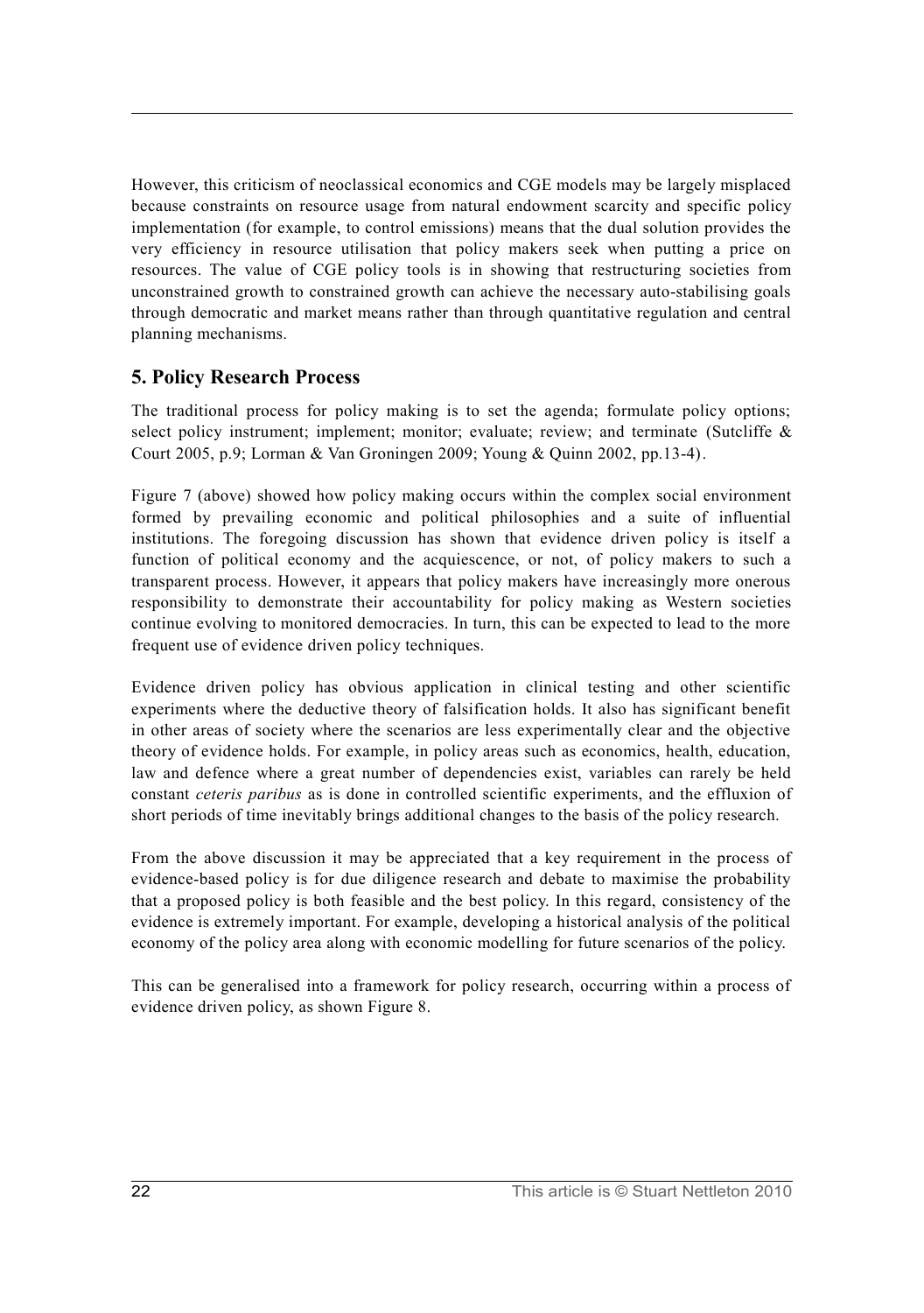However, this criticism of neoclassical economics and CGE models may be largely misplaced because constraints on resource usage from natural endowment scarcity and specific policy implementation (for example, to control emissions) means that the dual solution provides the very efficiency in resource utilisation that policy makers seek when putting a price on resources. The value of CGE policy tools is in showing that restructuring societies from unconstrained growth to constrained growth can achieve the necessary auto-stabilising goals through democratic and market means rather than through quantitative regulation and central planning mechanisms.

## 5. Policy Research Process

The traditional process for policy making is to set the agenda; formulate policy options; select policy instrument; implement; monitor; evaluate; review; and terminate (Sutcliffe & Court 2005, p.9; Lorman & Van Groningen 2009; Young & Quinn 2002, pp.13-4).

Figure 7 (above) showed how policy making occurs within the complex social environment formed by prevailing economic and political philosophies and a suite of influential institutions. The foregoing discussion has shown that evidence driven policy is itself a function of political economy and the acquiescence, or not, of policy makers to such a transparent process. However, it appears that policy makers have increasingly more onerous responsibility to demonstrate their accountability for policy making as Western societies continue evolving to monitored democracies. In turn, this can be expected to lead to the more frequent use of evidence driven policy techniques.

Evidence driven policy has obvious application in clinical testing and other scientific experiments where the deductive theory of falsification holds. It also has significant benefit in other areas of society where the scenarios are less experimentally clear and the objective theory of evidence holds. For example, in policy areas such as economics, health, education, law and defence where a great number of dependencies exist, variables can rarely be held constant *ceteris paribus* as is done in controlled scientific experiments, and the effluxion of short periods of time inevitably brings additional changes to the basis of the policy research.

From the above discussion it may be appreciated that a key requirement in the process of evidence-based policy is for due diligence research and debate to maximise the probability that a proposed policy is both feasible and the best policy. In this regard, consistency of the evidence is extremely important. For example, developing a historical analysis of the political economy of the policy area along with economic modelling for future scenarios of the policy.

This can be generalised into a framework for policy research, occurring within a process of evidence driven policy, as shown Figure 8.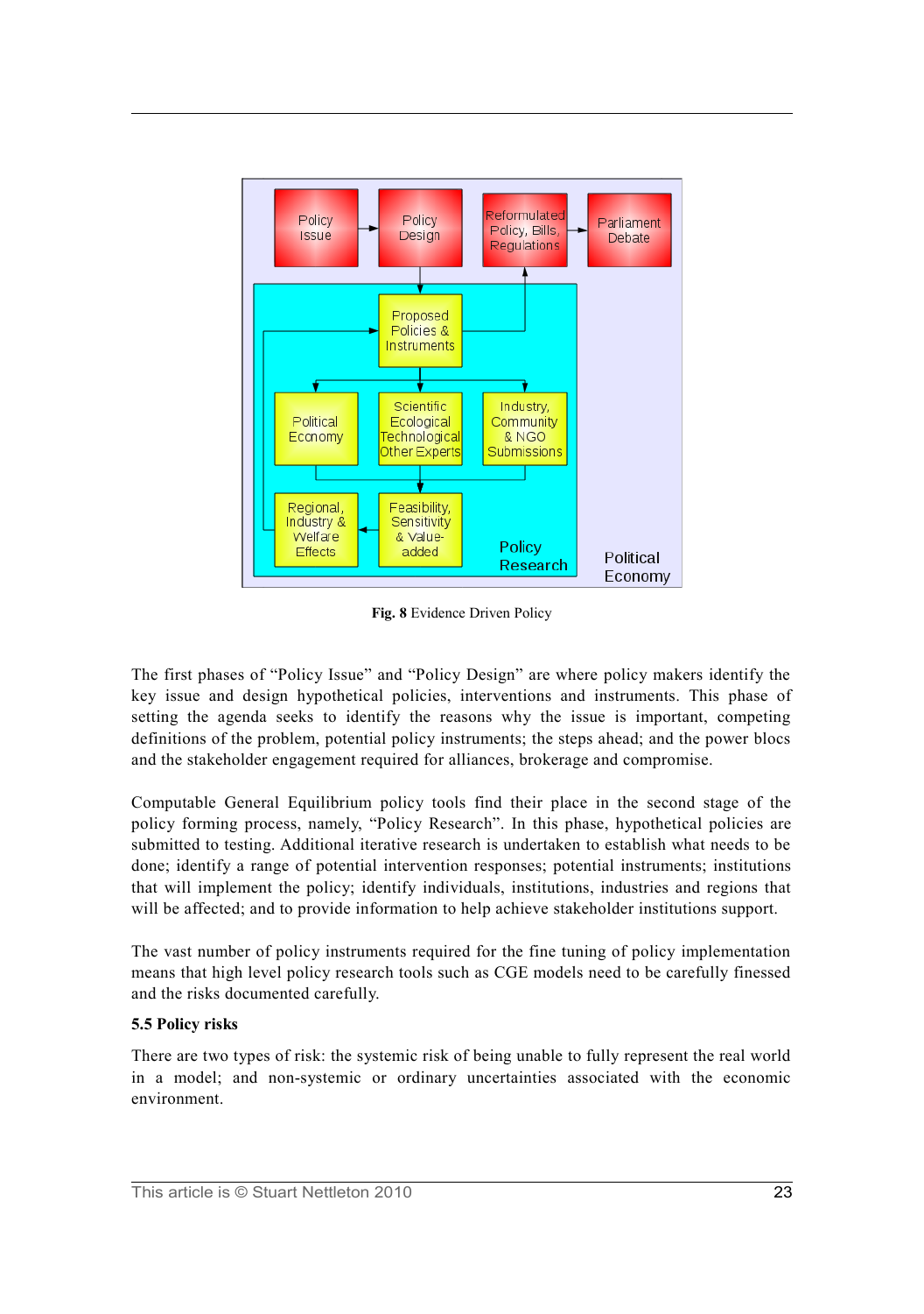Fig. 8 Evidence Driven Policy

The first phases of “Policy Issue” and “Policy Design” are where policy makers identify the key issue and design hypothetical policies, interventions and instruments. This phase of setting the agenda seeks to identify the reasons why the issue is important, competing definitions of the problem, potential policy instruments; the steps ahead; and the power blocs and the stakeholder engagement required for alliances, brokerage and compromise.

Computable General Equilibrium policy tools find their place in the second stage of the policy forming process, namely, “Policy Research”. In this phase, hypothetical policies are submitted to testing. Additional iterative research is undertaken to establish what needs to be done; identify a range of potential intervention responses; potential instruments; institutions that will implement the policy; identify individuals, institutions, industries and regions that will be affected; and to provide information to help achieve stakeholder institutions support.

The vast number of policy instruments required for the fine tuning of policy implementation means that high level policy research tools such as CGE models need to be carefully finessed and the risks documented carefully.

**5.5 Policy risks**

There are two types of risk: the systemic risk of being unable to fully represent the real world in a model; and non-systemic or ordinary uncertainties associated with the economic environment.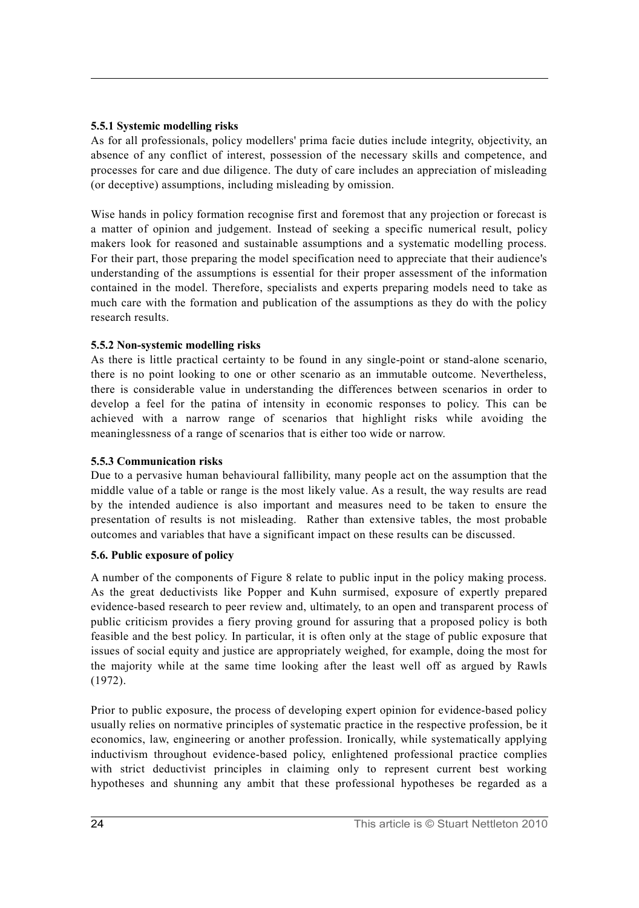### 5.5.1 Systemic modelling risks

As for all professionals, policy modellers' prima facie duties include integrity, objectivity, an absence of any conflict of interest, possession of the necessary skills and competence, and processes for care and due diligence. The duty of care includes an appreciation of misleading (or deceptive) assumptions, including misleading by omission.

Wise hands in policy formation recognise first and foremost that any projection or forecast is a matter of opinion and judgement. Instead of seeking a specific numerical result, policy makers look for reasoned and sustainable assumptions and a systematic modelling process. For their part, those preparing the model specification need to appreciate that their audience's understanding of the assumptions is essential for their proper assessment of the information contained in the model. Therefore, specialists and experts preparing models need to take as much care with the formation and publication of the assumptions as they do with the policy research results.

### 5.5.2 Non-systemic modelling risks

As there is little practical certainty to be found in any single-point or stand-alone scenario, there is no point looking to one or other scenario as an immutable outcome. Nevertheless, there is considerable value in understanding the differences between scenarios in order to develop a feel for the patina of intensity in economic responses to policy. This can be achieved with a narrow range of scenarios that highlight risks while avoiding the meaninglessness of a range of scenarios that is either too wide or narrow.

### 5.5.3 Communication risks

Due to a pervasive human behavioural fallibility, many people act on the assumption that the middle value of a table or range is the most likely value. As a result, the way results are read by the intended audience is also important and measures need to be taken to ensure the presentation of results is not misleading. Rather than extensive tables, the most probable outcomes and variables that have a significant impact on these results can be discussed.

## 5.6. Public exposure of policy

A number of the components of Figure 8 relate to public input in the policy making process. As the great deductivists like Popper and Kuhn surmised, exposure of expertly prepared evidence-based research to peer review and, ultimately, to an open and transparent process of public criticism provides a fiery proving ground for assuring that a proposed policy is both feasible and the best policy. In particular, it is often only at the stage of public exposure that issues of social equity and justice are appropriately weighed, for example, doing the most for the majority while at the same time looking after the least well off as argued by Rawls (1972).

Prior to public exposure, the process of developing expert opinion for evidence-based policy usually relies on normative principles of systematic practice in the respective profession, be it economics, law, engineering or another profession. Ironically, while systematically applying inductivism throughout evidence-based policy, enlightened professional practice complies with strict deductivist principles in claiming only to represent current best working hypotheses and shunning any ambit that these professional hypotheses be regarded as a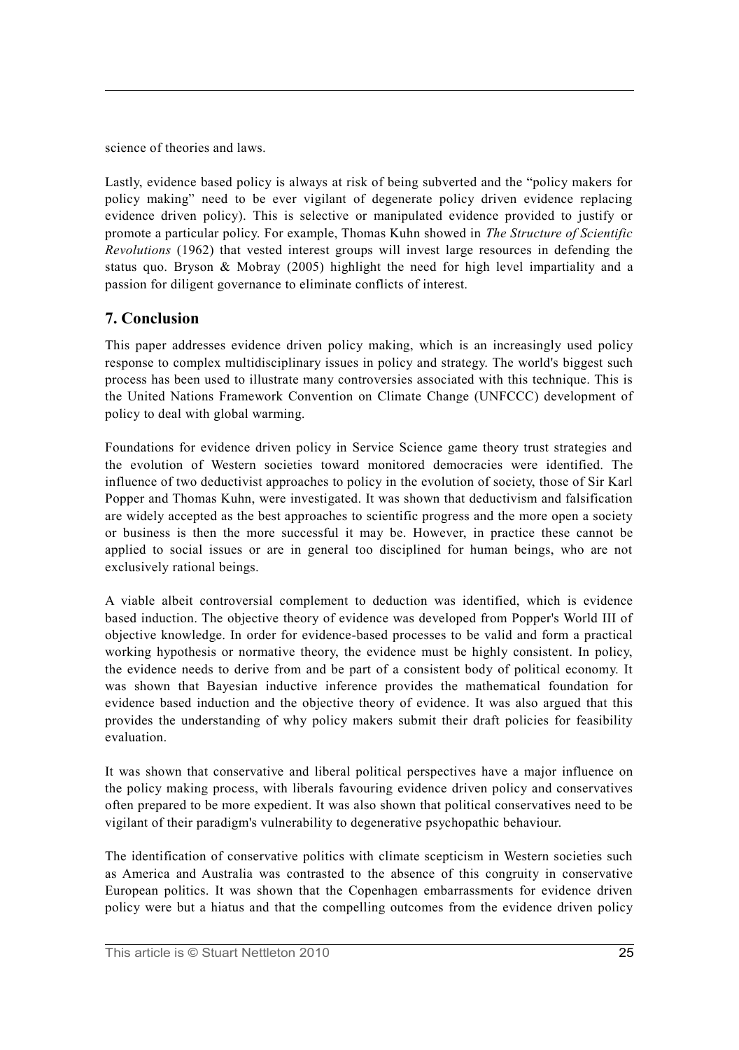science of theories and laws.

Lastly, evidence based policy is always at risk of being subverted and the "policy makers for policy making" need to be ever vigilant of degenerate policy driven evidence replacing evidence driven policy). This is selective or manipulated evidence provided to justify or promote a particular policy. For example, Thomas Kuhn showed in *The Structure of Scientific Revolutions* (1962) that vested interest groups will invest large resources in defending the status quo. Bryson & Mobray (2005) highlight the need for high level impartiality and a passion for diligent governance to eliminate conflicts of interest.

## 7. Conclusion

This paper addresses evidence driven policy making, which is an increasingly used policy response to complex multidisciplinary issues in policy and strategy. The world's biggest such process has been used to illustrate many controversies associated with this technique. This is the United Nations Framework Convention on Climate Change (UNFCCC) development of policy to deal with global warming.

Foundations for evidence driven policy in Service Science game theory trust strategies and the evolution of Western societies toward monitored democracies were identified. The influence of two deductivist approaches to policy in the evolution of society, those of Sir Karl Popper and Thomas Kuhn, were investigated. It was shown that deductivism and falsification are widely accepted as the best approaches to scientific progress and the more open a society or business is then the more successful it may be. However, in practice these cannot be applied to social issues or are in general too disciplined for human beings, who are not exclusively rational beings.

A viable albeit controversial complement to deduction was identified, which is evidence based induction. The objective theory of evidence was developed from Popper's World III of objective knowledge. In order for evidence-based processes to be valid and form a practical working hypothesis or normative theory, the evidence must be highly consistent. In policy, the evidence needs to derive from and be part of a consistent body of political economy. It was shown that Bayesian inductive inference provides the mathematical foundation for evidence based induction and the objective theory of evidence. It was also argued that this provides the understanding of why policy makers submit their draft policies for feasibility evaluation.

It was shown that conservative and liberal political perspectives have a major influence on the policy making process, with liberals favouring evidence driven policy and conservatives often prepared to be more expedient. It was also shown that political conservatives need to be vigilant of their paradigm's vulnerability to degenerative psychopathic behaviour.

The identification of conservative politics with climate scepticism in Western societies such as America and Australia was contrasted to the absence of this congruity in conservative European politics. It was shown that the Copenhagen embarrassments for evidence driven policy were but a hiatus and that the compelling outcomes from the evidence driven policy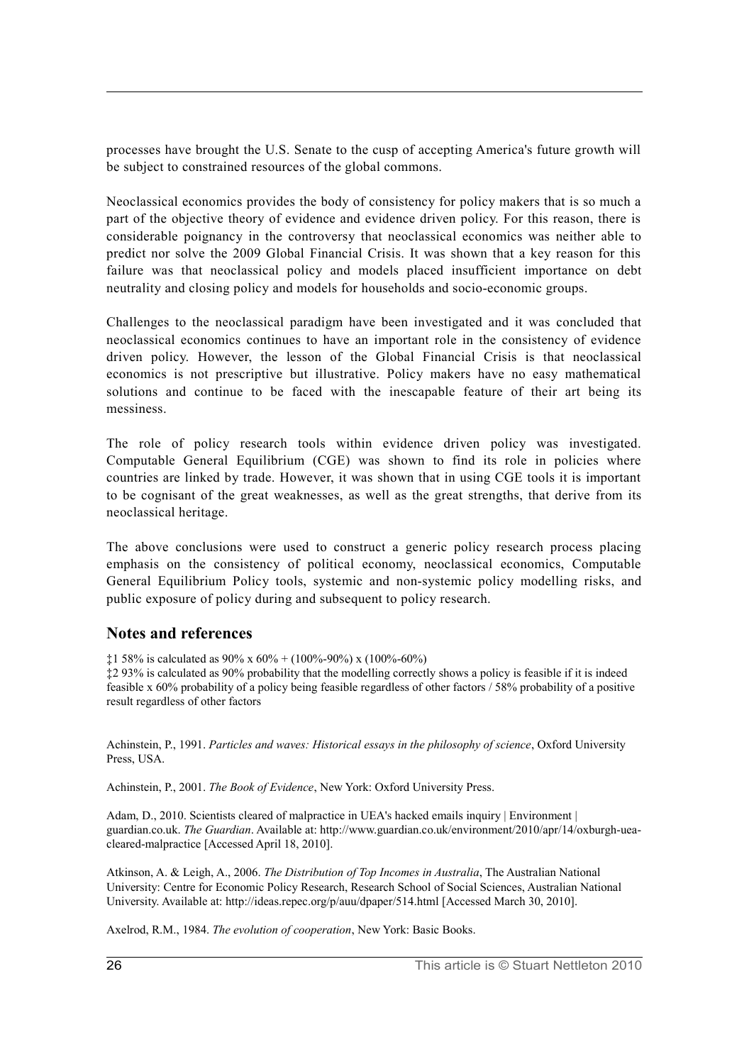processes have brought the U.S. Senate to the cusp of accepting America's future growth will be subject to constrained resources of the global commons.

Neoclassical economics provides the body of consistency for policy makers that is so much a part of the objective theory of evidence and evidence driven policy. For this reason, there is considerable poignancy in the controversy that neoclassical economics was neither able to predict nor solve the 2009 Global Financial Crisis. It was shown that a key reason for this failure was that neoclassical policy and models placed insufficient importance on debt neutrality and closing policy and models for households and socio-economic groups.

Challenges to the neoclassical paradigm have been investigated and it was concluded that neoclassical economics continues to have an important role in the consistency of evidence driven policy. However, the lesson of the Global Financial Crisis is that neoclassical economics is not prescriptive but illustrative. Policy makers have no easy mathematical solutions and continue to be faced with the inescapable feature of their art being its messiness.

The role of policy research tools within evidence driven policy was investigated. Computable General Equilibrium (CGE) was shown to find its role in policies where countries are linked by trade. However, it was shown that in using CGE tools it is important to be cognisant of the great weaknesses, as well as the great strengths, that derive from its neoclassical heritage.

The above conclusions were used to construct a generic policy research process placing emphasis on the consistency of political economy, neoclassical economics, Computable General Equilibrium Policy tools, systemic and non-systemic policy modelling risks, and public exposure of policy during and subsequent to policy research.

## Notes and references

‡1 58% is calculated as 90% x 60% + (100%-90%) x (100%-60%)

‡2 93% is calculated as 90% probability that the modelling correctly shows a policy is feasible if it is indeed feasible x 60% probability of a policy being feasible regardless of other factors / 58% probability of a positive result regardless of other factors

Achinstein, P., 1991. *Particles and waves: Historical essays in the philosophy of science*, Oxford University Press, USA.

Achinstein, P., 2001. *The Book of Evidence*, New York: Oxford University Press.

Adam, D., 2010. Scientists cleared of malpractice in UEA's hacked emails inquiry | Environment | guardian.co.uk. *The Guardian*. Available at: http://www.guardian.co.uk/environment/2010/apr/14/oxburgh-uea-cleared-malpractice [Accessed April 18, 2010].

Atkinson, A. & Leigh, A., 2006. *The Distribution of Top Incomes in Australia*, The Australian National University: Centre for Economic Policy Research, Research School of Social Sciences, Australian National University. Available at: http://ideas.repec.org/p/auu/dpaper/514.html [Accessed March 30, 2010].

Axelrod, R.M., 1984. *The evolution of cooperation*, New York: Basic Books.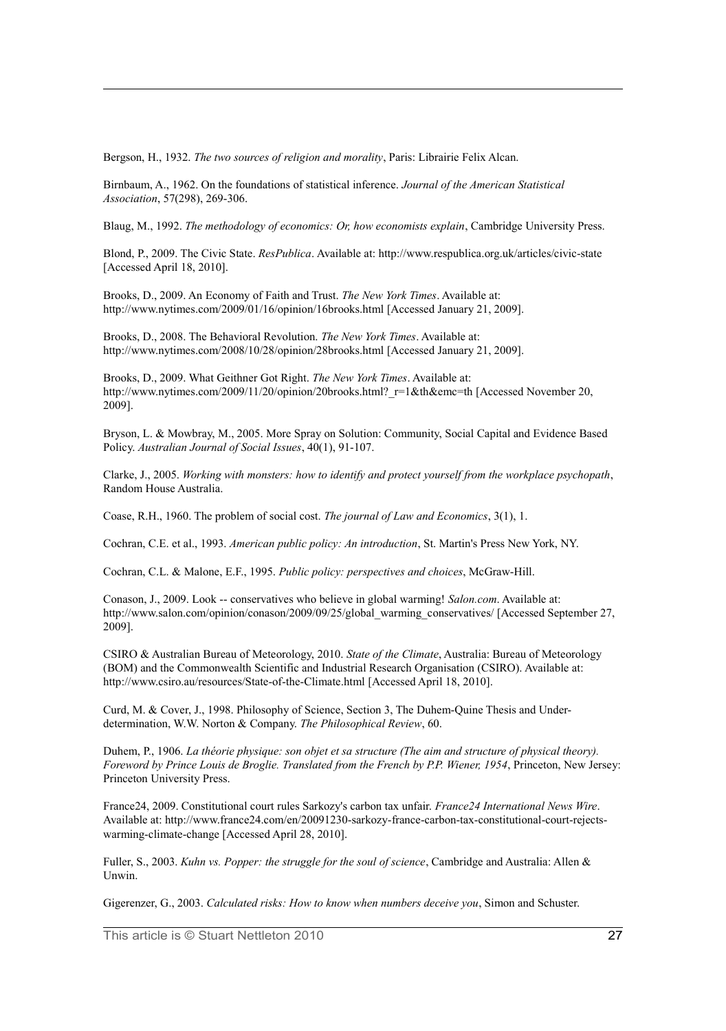Bergson, H., 1932. *The two sources of religion and morality*, Paris: Librairie Felix Alcan.

Birnbaum, A., 1962. On the foundations of statistical inference. *Journal of the American Statistical Association*, 57(298), 269-306.

Blaug, M., 1992. *The methodology of economics: Or, how economists explain*, Cambridge University Press.

Blond, P., 2009. The Civic State. *ResPublica*. Available at: http://www.respublica.org.uk/articles/civic-state [Accessed April 18, 2010].

Brooks, D., 2009. An Economy of Faith and Trust. *The New York Times*. Available at: http://www.nytimes.com/2009/01/16/opinion/16brooks.html [Accessed January 21, 2009].

Brooks, D., 2008. The Behavioral Revolution. *The New York Times*. Available at: http://www.nytimes.com/2008/10/28/opinion/28brooks.html [Accessed January 21, 2009].

Brooks, D., 2009. What Geithner Got Right. *The New York Times*. Available at: http://www.nytimes.com/2009/11/20/opinion/20brooks.html?_r=1&th&emc=th [Accessed November 20, 2009].

Bryson, L. & Mowbray, M., 2005. More Spray on Solution: Community, Social Capital and Evidence Based Policy. *Australian Journal of Social Issues*, 40(1), 91-107.

Clarke, J., 2005. *Working with monsters: how to identify and protect yourself from the workplace psychopath*, Random House Australia.

Coase, R.H., 1960. The problem of social cost. *The journal of Law and Economics*, 3(1), 1.

Cochran, C.E. et al., 1993. *American public policy: An introduction*, St. Martin's Press New York, NY.

Cochran, C.L. & Malone, E.F., 1995. *Public policy: perspectives and choices*, McGraw-Hill.

Conason, J., 2009. Look -- conservatives who believe in global warming! *Salon.com*. Available at: http://www.salon.com/opinion/conason/2009/09/25/global_warming_conservatives/ [Accessed September 27, 2009].

CSIRO & Australian Bureau of Meteorology, 2010. *State of the Climate*, Australia: Bureau of Meteorology (BOM) and the Commonwealth Scientific and Industrial Research Organisation (CSIRO). Available at: http://www.csiro.au/resources/State-of-the-Climate.html [Accessed April 18, 2010].

Curd, M. & Cover, J., 1998. Philosophy of Science, Section 3, The Duhem-Quine Thesis and Under-determination, W.W. Norton & Company. *The Philosophical Review*, 60.

Duhem, P., 1906. *La théorie physique: son objet et sa structure (The aim and structure of physical theory). Foreword by Prince Louis de Broglie. Translated from the French by P.P. Wiener, 1954*, Princeton, New Jersey: Princeton University Press.

France24, 2009. Constitutional court rules Sarkozy's carbon tax unfair. *France24 International News Wire*. Available at: http://www.france24.com/en/20091230-sarkozy-france-carbon-tax-constitutional-court-rejects-warming-climate-change [Accessed April 28, 2010].

Fuller, S., 2003. *Kuhn vs. Popper: the struggle for the soul of science*, Cambridge and Australia: Allen & Unwin.

Gigerenzer, G., 2003. *Calculated risks: How to know when numbers deceive you*, Simon and Schuster.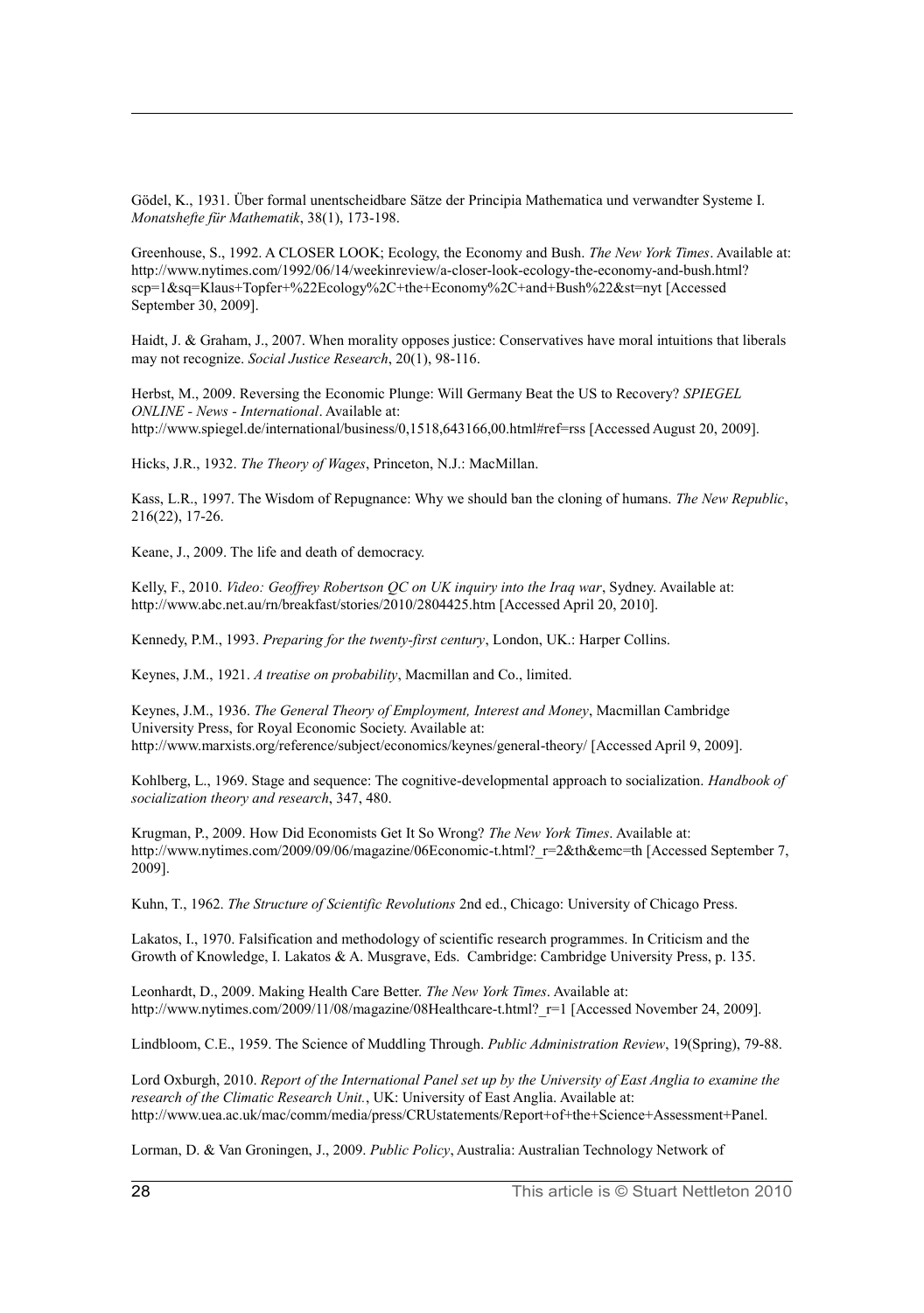Gödel, K., 1931. Über formal unentscheidbare Sätze der Principia Mathematica und verwandter Systeme I. *Monatshefte für Mathematik*, 38(1), 173-198.

Greenhouse, S., 1992. A CLOSER LOOK; Ecology, the Economy and Bush. *The New York Times*. Available at: http://www.nytimes.com/1992/06/14/weekinreview/a-closer-look-ecology-the-economy-and-bush.html?scp=1&sq=Klaus+Topfer+%22Ecology%2C+the+Economy%2C+and+Bush%22&st=nyt [Accessed September 30, 2009].

Haidt, J. & Graham, J., 2007. When morality opposes justice: Conservatives have moral intuitions that liberals may not recognize. *Social Justice Research*, 20(1), 98-116.

Herbst, M., 2009. Reversing the Economic Plunge: Will Germany Beat the US to Recovery? *SPIEGEL ONLINE - News - International*. Available at: http://www.spiegel.de/international/business/0,1518,643166,00.html#ref=rss [Accessed August 20, 2009].

Hicks, J.R., 1932. *The Theory of Wages*, Princeton, N.J.: MacMillan.

Kass, L.R., 1997. The Wisdom of Repugnance: Why we should ban the cloning of humans. *The New Republic*, 216(22), 17-26.

Keane, J., 2009. The life and death of democracy.

Kelly, F., 2010. *Video: Geoffrey Robertson QC on UK inquiry into the Iraq war*, Sydney. Available at: http://www.abc.net.au/rn/breakfast/stories/2010/2804425.htm [Accessed April 20, 2010].

Kennedy, P.M., 1993. *Preparing for the twenty-first century*, London, UK.: Harper Collins.

Keynes, J.M., 1921. *A treatise on probability*, Macmillan and Co., limited.

Keynes, J.M., 1936. *The General Theory of Employment, Interest and Money*, Macmillan Cambridge University Press, for Royal Economic Society. Available at: http://www.marxists.org/reference/subject/economics/keynes/general-theory/ [Accessed April 9, 2009].

Kohlberg, L., 1969. Stage and sequence: The cognitive-developmental approach to socialization. *Handbook of socialization theory and research*, 347, 480.

Krugman, P., 2009. How Did Economists Get It So Wrong? *The New York Times*. Available at: http://www.nytimes.com/2009/09/06/magazine/06Economic-t.html?_r=2&th&emc=th [Accessed September 7, 2009].

Kuhn, T., 1962. *The Structure of Scientific Revolutions* 2nd ed., Chicago: University of Chicago Press.

Lakatos, I., 1970. Falsification and methodology of scientific research programmes. In Criticism and the Growth of Knowledge, I. Lakatos & A. Musgrave, Eds. Cambridge: Cambridge University Press, p. 135.

Leonhardt, D., 2009. Making Health Care Better. *The New York Times*. Available at: http://www.nytimes.com/2009/11/08/magazine/08Healthcare-t.html?_r=1 [Accessed November 24, 2009].

Lindbloom, C.E., 1959. The Science of Muddling Through. *Public Administration Review*, 19(Spring), 79-88.

Lord Oxburgh, 2010. *Report of the International Panel set up by the University of East Anglia to examine the research of the Climatic Research Unit.*, UK: University of East Anglia. Available at: http://www.uea.ac.uk/mac/comm/media/press/CRUstatements/Report+of+the+Science+Assessment+Panel.

Lorman, D. & Van Groningen, J., 2009. *Public Policy*, Australia: Australian Technology Network of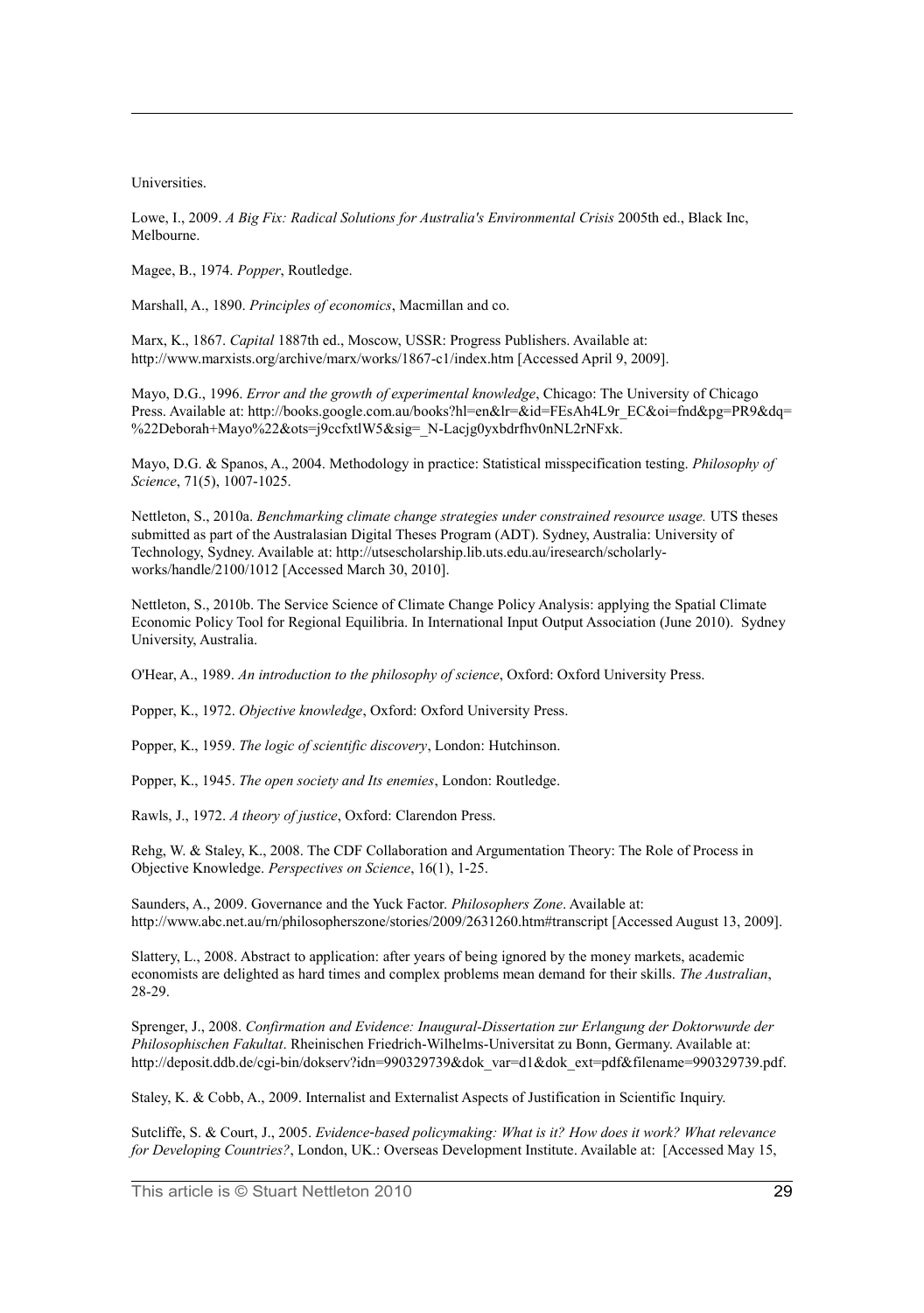Universities.

Lowe, I., 2009. *A Big Fix: Radical Solutions for Australia's Environmental Crisis* 2005th ed., Black Inc, Melbourne.

Magee, B., 1974. *Popper*, Routledge.

Marshall, A., 1890. *Principles of economics*, Macmillan and co.

Marx, K., 1867. *Capital* 1887th ed., Moscow, USSR: Progress Publishers. Available at: http://www.marxists.org/archive/marx/works/1867-c1/index.htm [Accessed April 9, 2009].

Mayo, D.G., 1996. *Error and the growth of experimental knowledge*, Chicago: The University of Chicago Press. Available at: http://books.google.com.au/books?hl=en&lr=&id=FEsAh4L9r_EC&oi=fnd&pg=PR9&dq=%22Deborah+Mayo%22&ots=j9ccfxtlW5&sig=_N-Lacjg0yxbdrfhv0nNL2rNFxk.

Mayo, D.G. & Spanos, A., 2004. Methodology in practice: Statistical misspecification testing. *Philosophy of Science*, 71(5), 1007-1025.

Nettleton, S., 2010a. *Benchmarking climate change strategies under constrained resource usage.* UTS theses submitted as part of the Australasian Digital Theses Program (ADT). Sydney, Australia: University of Technology, Sydney. Available at: http://utsescholarship.lib.uts.edu.au/iresearch/scholarly-works/handle/2100/1012 [Accessed March 30, 2010].

Nettleton, S., 2010b. The Service Science of Climate Change Policy Analysis: applying the Spatial Climate Economic Policy Tool for Regional Equilibria. In International Input Output Association (June 2010). Sydney University, Australia.

O'Hear, A., 1989. *An introduction to the philosophy of science*, Oxford: Oxford University Press.

Popper, K., 1972. *Objective knowledge*, Oxford: Oxford University Press.

Popper, K., 1959. *The logic of scientific discovery*, London: Hutchinson.

Popper, K., 1945. *The open society and Its enemies*, London: Routledge.

Rawls, J., 1972. *A theory of justice*, Oxford: Clarendon Press.

Rehg, W. & Staley, K., 2008. The CDF Collaboration and Argumentation Theory: The Role of Process in Objective Knowledge. *Perspectives on Science*, 16(1), 1-25.

Saunders, A., 2009. Governance and the Yuck Factor. *Philosophers Zone*. Available at: http://www.abc.net.au/rn/philosopherszone/stories/2009/2631260.htm#transcript [Accessed August 13, 2009].

Slattery, L., 2008. Abstract to application: after years of being ignored by the money markets, academic economists are delighted as hard times and complex problems mean demand for their skills. *The Australian*, 28-29.

Sprenger, J., 2008. *Confirmation and Evidence: Inaugural-Dissertation zur Erlangung der Doktorwurde der Philosophischen Fakultat*. Rheinischen Friedrich-Wilhelms-Universitat zu Bonn, Germany. Available at: http://deposit.ddb.de/cgi-bin/dokserv?idn=990329739&dok_var=d1&dok_ext=pdf&filename=990329739.pdf.

Staley, K. & Cobb, A., 2009. Internalist and Externalist Aspects of Justification in Scientific Inquiry.

Sutcliffe, S. & Court, J., 2005. *Evidence-based policymaking: What is it? How does it work? What relevance for Developing Countries?*, London, UK.: Overseas Development Institute. Available at: [Accessed May 15,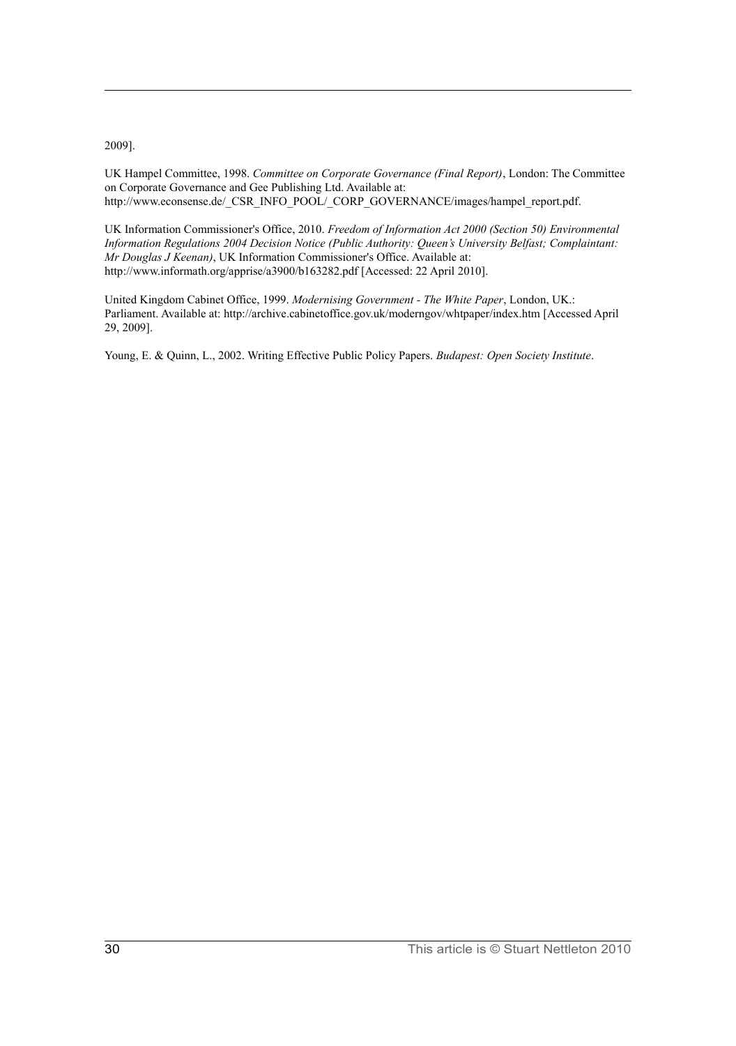2009].

UK Hampel Committee, 1998. *Committee on Corporate Governance (Final Report)*, London: The Committee on Corporate Governance and Gee Publishing Ltd. Available at: http://www.econsense.de/_CSR_INFO_POOL/_CORP_GOVERNANCE/images/hampel_report.pdf.

UK Information Commissioner's Office, 2010. *Freedom of Information Act 2000 (Section 50) Environmental Information Regulations 2004 Decision Notice (Public Authority: Queen's University Belfast; Complaintant: Mr Douglas J Keenan)*, UK Information Commissioner's Office. Available at: http://www.informath.org/apprise/a3900/b163282.pdf [Accessed: 22 April 2010].

United Kingdom Cabinet Office, 1999. *Modernising Government - The White Paper*, London, UK.: Parliament. Available at: http://archive.cabinetoffice.gov.uk/moderngov/whtpaper/index.htm [Accessed April 29, 2009].

Young, E. & Quinn, L., 2002. Writing Effective Public Policy Papers. *Budapest: Open Society Institute*.